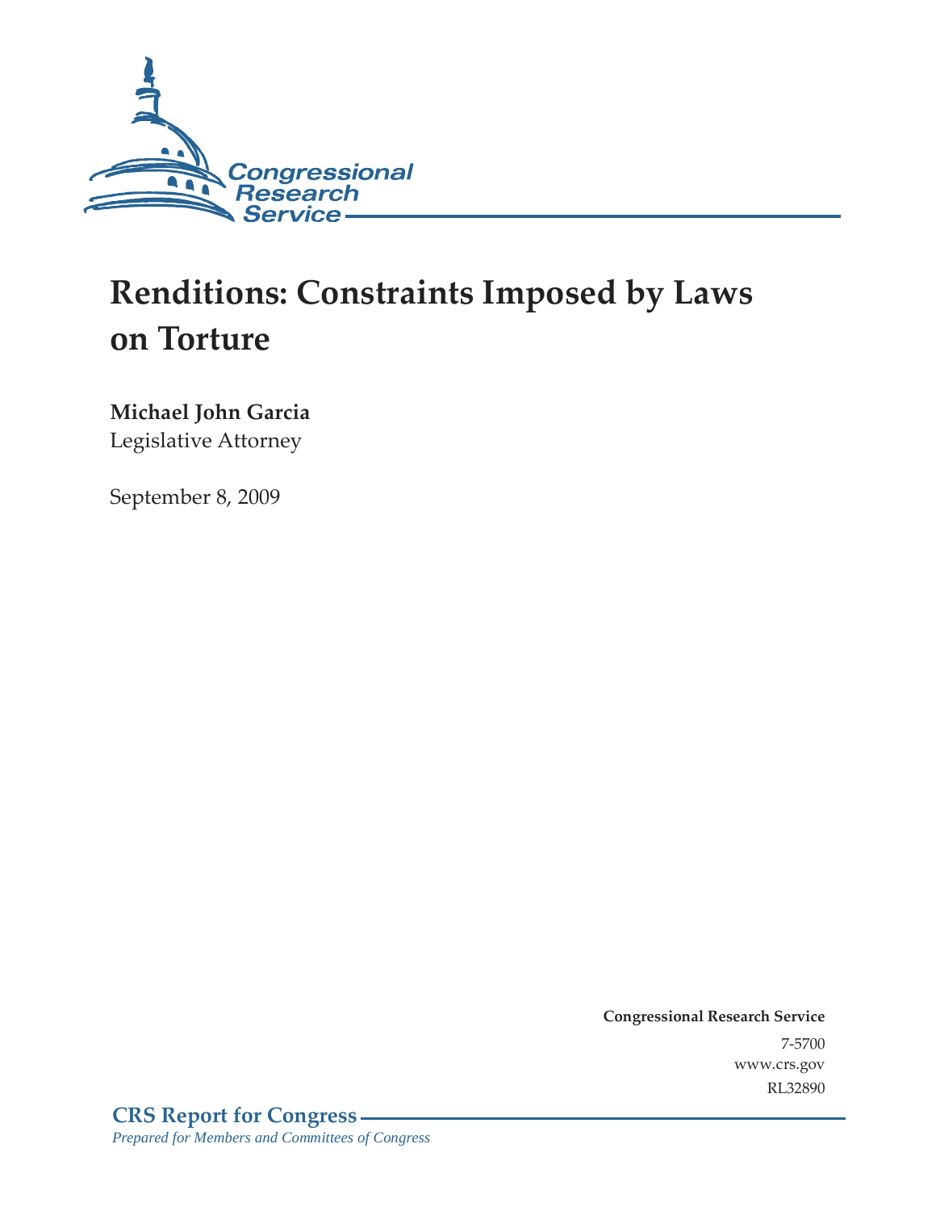Congressional Research Service

# Renditions: Constraints Imposed by Laws on Torture

**Michael John Garcia**
Legislative Attorney

September 8, 2009

**Congressional Research Service**
7-5700
www.crs.gov
RL32890

**CRS Report for Congress**
*Prepared for Members and Committees of Congress*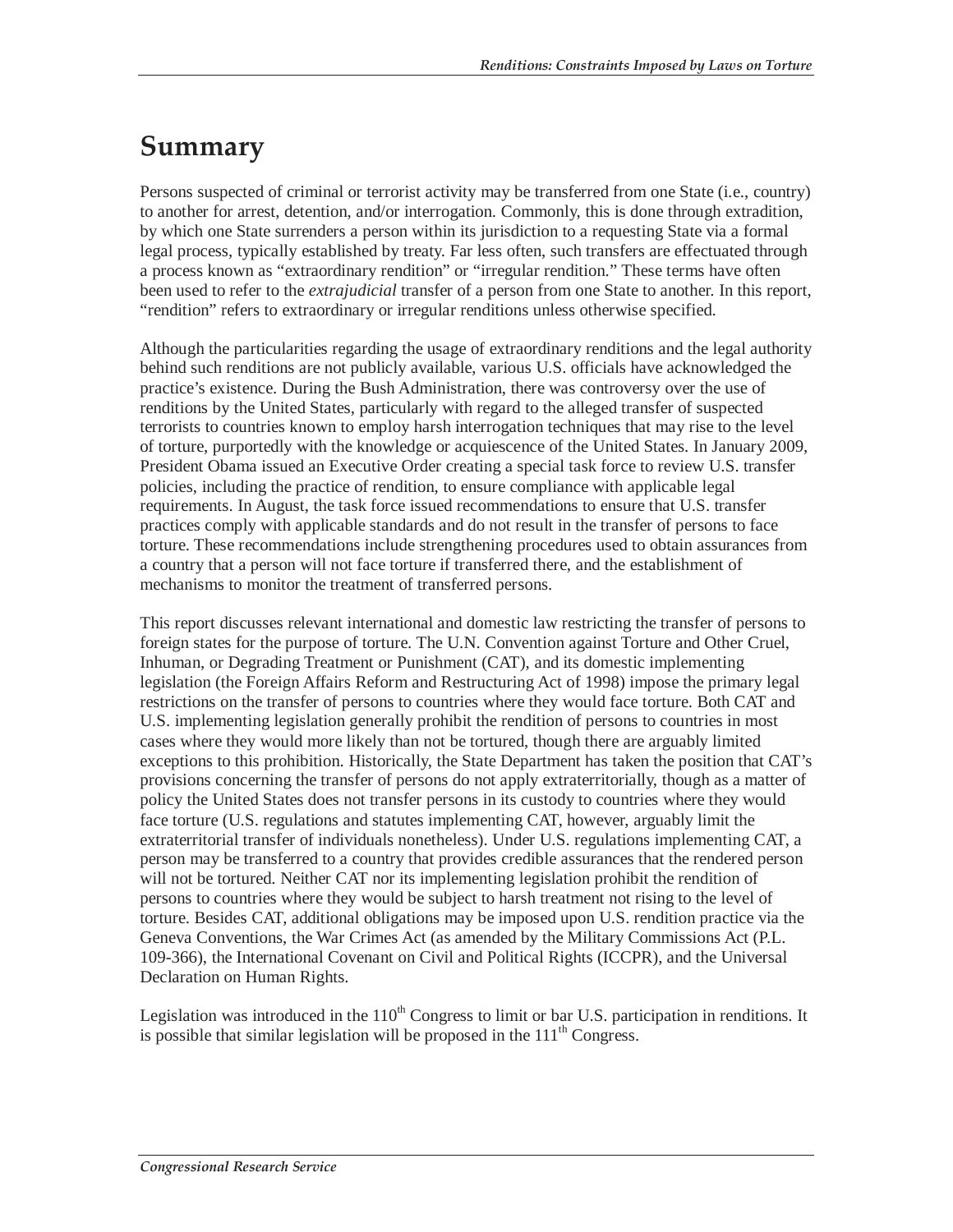# Summary

Persons suspected of criminal or terrorist activity may be transferred from one State (i.e., country) to another for arrest, detention, and/or interrogation. Commonly, this is done through extradition, by which one State surrenders a person within its jurisdiction to a requesting State via a formal legal process, typically established by treaty. Far less often, such transfers are effectuated through a process known as "extraordinary rendition" or "irregular rendition." These terms have often been used to refer to the *extrajudicial* transfer of a person from one State to another. In this report, "rendition" refers to extraordinary or irregular renditions unless otherwise specified.

Although the particularities regarding the usage of extraordinary renditions and the legal authority behind such renditions are not publicly available, various U.S. officials have acknowledged the practice's existence. During the Bush Administration, there was controversy over the use of renditions by the United States, particularly with regard to the alleged transfer of suspected terrorists to countries known to employ harsh interrogation techniques that may rise to the level of torture, purportedly with the knowledge or acquiescence of the United States. In January 2009, President Obama issued an Executive Order creating a special task force to review U.S. transfer policies, including the practice of rendition, to ensure compliance with applicable legal requirements. In August, the task force issued recommendations to ensure that U.S. transfer practices comply with applicable standards and do not result in the transfer of persons to face torture. These recommendations include strengthening procedures used to obtain assurances from a country that a person will not face torture if transferred there, and the establishment of mechanisms to monitor the treatment of transferred persons.

This report discusses relevant international and domestic law restricting the transfer of persons to foreign states for the purpose of torture. The U.N. Convention against Torture and Other Cruel, Inhuman, or Degrading Treatment or Punishment (CAT), and its domestic implementing legislation (the Foreign Affairs Reform and Restructuring Act of 1998) impose the primary legal restrictions on the transfer of persons to countries where they would face torture. Both CAT and U.S. implementing legislation generally prohibit the rendition of persons to countries in most cases where they would more likely than not be tortured, though there are arguably limited exceptions to this prohibition. Historically, the State Department has taken the position that CAT's provisions concerning the transfer of persons do not apply extraterritorially, though as a matter of policy the United States does not transfer persons in its custody to countries where they would face torture (U.S. regulations and statutes implementing CAT, however, arguably limit the extraterritorial transfer of individuals nonetheless). Under U.S. regulations implementing CAT, a person may be transferred to a country that provides credible assurances that the rendered person will not be tortured. Neither CAT nor its implementing legislation prohibit the rendition of persons to countries where they would be subject to harsh treatment not rising to the level of torture. Besides CAT, additional obligations may be imposed upon U.S. rendition practice via the Geneva Conventions, the War Crimes Act (as amended by the Military Commissions Act (P.L. 109-366), the International Covenant on Civil and Political Rights (ICCPR), and the Universal Declaration on Human Rights.

Legislation was introduced in the 110th Congress to limit or bar U.S. participation in renditions. It is possible that similar legislation will be proposed in the 111th Congress.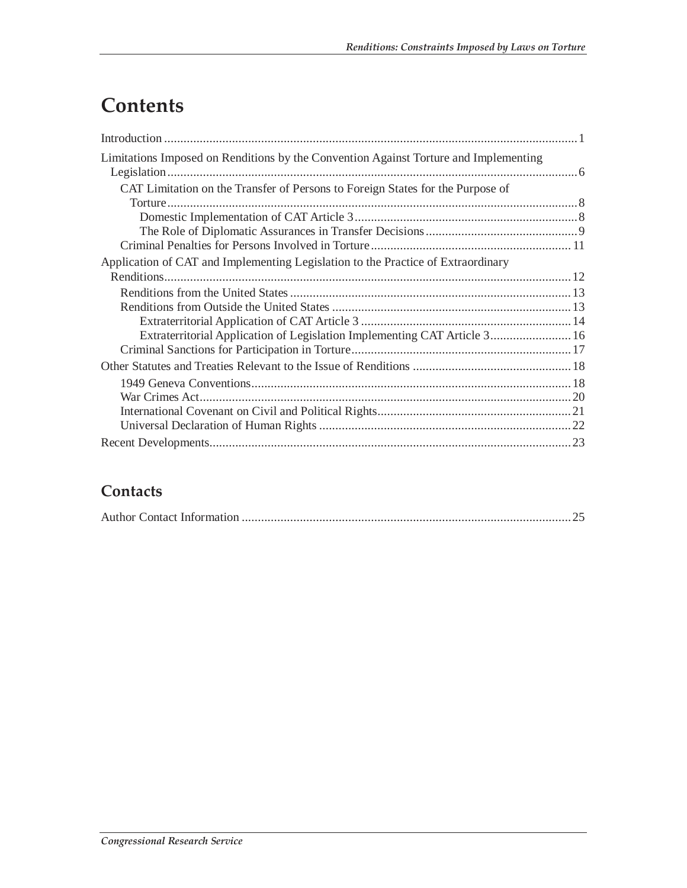# Contents

Introduction .......................................................................................................................... 1

Limitations Imposed on Renditions by the Convention Against Torture and Implementing Legislation ........................................................................................................................... 6

- CAT Limitation on the Transfer of Persons to Foreign States for the Purpose of Torture ........................................................................................................................... 8
  - Domestic Implementation of CAT Article 3 .................................................................... 8
  - The Role of Diplomatic Assurances in Transfer Decisions ............................................... 9
- Criminal Penalties for Persons Involved in Torture .............................................................. 11

Application of CAT and Implementing Legislation to the Practice of Extraordinary Renditions ........................................................................................................................... 12

- Renditions from the United States ....................................................................................... 13
- Renditions from Outside the United States .......................................................................... 13
  - Extraterritorial Application of CAT Article 3 ................................................................. 14
  - Extraterritorial Application of Legislation Implementing CAT Article 3......................... 16
- Criminal Sanctions for Participation in Torture.................................................................... 17

Other Statutes and Treaties Relevant to the Issue of Renditions ................................................. 18

- 1949 Geneva Conventions................................................................................................... 18
- War Crimes Act.................................................................................................................... 20
- International Covenant on Civil and Political Rights............................................................ 21
- Universal Declaration of Human Rights .............................................................................. 22

Recent Developments................................................................................................................ 23

## Contacts

Author Contact Information ...................................................................................................... 25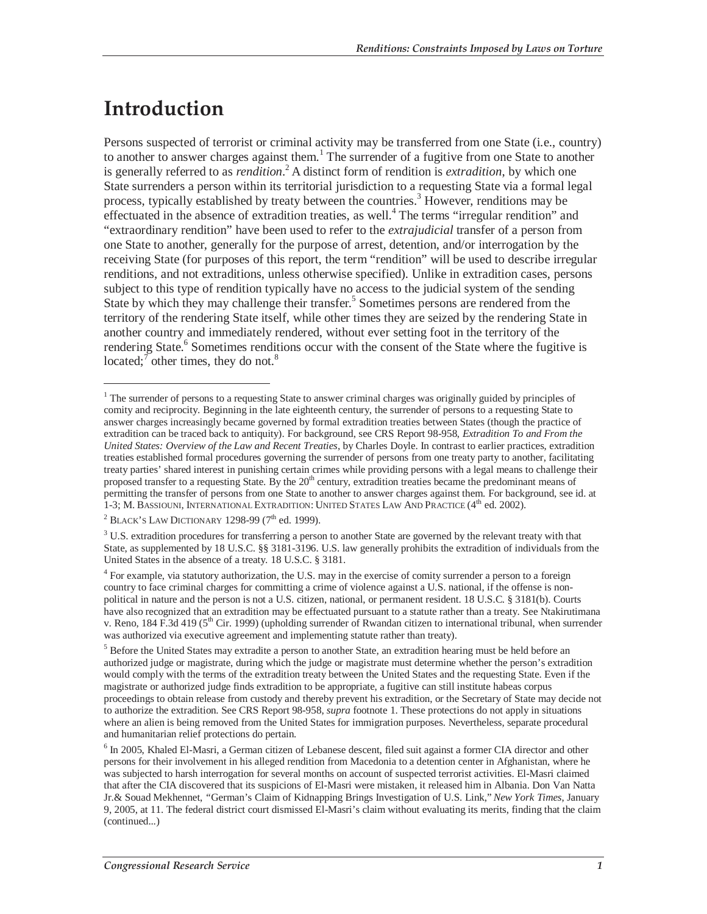# Introduction

Persons suspected of terrorist or criminal activity may be transferred from one State (i.e., country) to another to answer charges against them.[1] The surrender of a fugitive from one State to another is generally referred to as *rendition*.[2] A distinct form of rendition is *extradition*, by which one State surrenders a person within its territorial jurisdiction to a requesting State via a formal legal process, typically established by treaty between the countries.[3] However, renditions may be effectuated in the absence of extradition treaties, as well.[4] The terms "irregular rendition" and "extraordinary rendition" have been used to refer to the *extrajudicial* transfer of a person from one State to another, generally for the purpose of arrest, detention, and/or interrogation by the receiving State (for purposes of this report, the term "rendition" will be used to describe irregular renditions, and not extraditions, unless otherwise specified). Unlike in extradition cases, persons subject to this type of rendition typically have no access to the judicial system of the sending State by which they may challenge their transfer.[5] Sometimes persons are rendered from the territory of the rendering State itself, while other times they are seized by the rendering State in another country and immediately rendered, without ever setting foot in the territory of the rendering State.[6] Sometimes renditions occur with the consent of the State where the fugitive is located;[7] other times, they do not.[8]

---

[1] The surrender of persons to a requesting State to answer criminal charges was originally guided by principles of comity and reciprocity. Beginning in the late eighteenth century, the surrender of persons to a requesting State to answer charges increasingly became governed by formal extradition treaties between States (though the practice of extradition can be traced back to antiquity). For background, see CRS Report 98-958, *Extradition To and From the United States: Overview of the Law and Recent Treaties*, by Charles Doyle. In contrast to earlier practices, extradition treaties established formal procedures governing the surrender of persons from one treaty party to another, facilitating treaty parties' shared interest in punishing certain crimes while providing persons with a legal means to challenge their proposed transfer to a requesting State. By the 20th century, extradition treaties became the predominant means of permitting the transfer of persons from one State to another to answer charges against them. For background, see id. at 1-3; M. BASSIOUNI, INTERNATIONAL EXTRADITION: UNITED STATES LAW AND PRACTICE (4th ed. 2002).

[2] BLACK'S LAW DICTIONARY 1298-99 (7th ed. 1999).

[3] U.S. extradition procedures for transferring a person to another State are governed by the relevant treaty with that State, as supplemented by 18 U.S.C. §§ 3181-3196. U.S. law generally prohibits the extradition of individuals from the United States in the absence of a treaty. 18 U.S.C. § 3181.

[4] For example, via statutory authorization, the U.S. may in the exercise of comity surrender a person to a foreign country to face criminal charges for committing a crime of violence against a U.S. national, if the offense is non-political in nature and the person is not a U.S. citizen, national, or permanent resident. 18 U.S.C. § 3181(b). Courts have also recognized that an extradition may be effectuated pursuant to a statute rather than a treaty. See Ntakirutimana v. Reno, 184 F.3d 419 (5th Cir. 1999) (upholding surrender of Rwandan citizen to international tribunal, when surrender was authorized via executive agreement and implementing statute rather than treaty).

[5] Before the United States may extradite a person to another State, an extradition hearing must be held before an authorized judge or magistrate, during which the judge or magistrate must determine whether the person's extradition would comply with the terms of the extradition treaty between the United States and the requesting State. Even if the magistrate or authorized judge finds extradition to be appropriate, a fugitive can still institute habeas corpus proceedings to obtain release from custody and thereby prevent his extradition, or the Secretary of State may decide not to authorize the extradition. See CRS Report 98-958, *supra* footnote 1. These protections do not apply in situations where an alien is being removed from the United States for immigration purposes. Nevertheless, separate procedural and humanitarian relief protections do pertain.

[6] In 2005, Khaled El-Masri, a German citizen of Lebanese descent, filed suit against a former CIA director and other persons for their involvement in his alleged rendition from Macedonia to a detention center in Afghanistan, where he was subjected to harsh interrogation for several months on account of suspected terrorist activities. El-Masri claimed that after the CIA discovered that its suspicions of El-Masri were mistaken, it released him in Albania. Don Van Natta Jr.& Souad Mekhennet, "German's Claim of Kidnapping Brings Investigation of U.S. Link," *New York Times*, January 9, 2005, at 11. The federal district court dismissed El-Masri's claim without evaluating its merits, finding that the claim (continued...)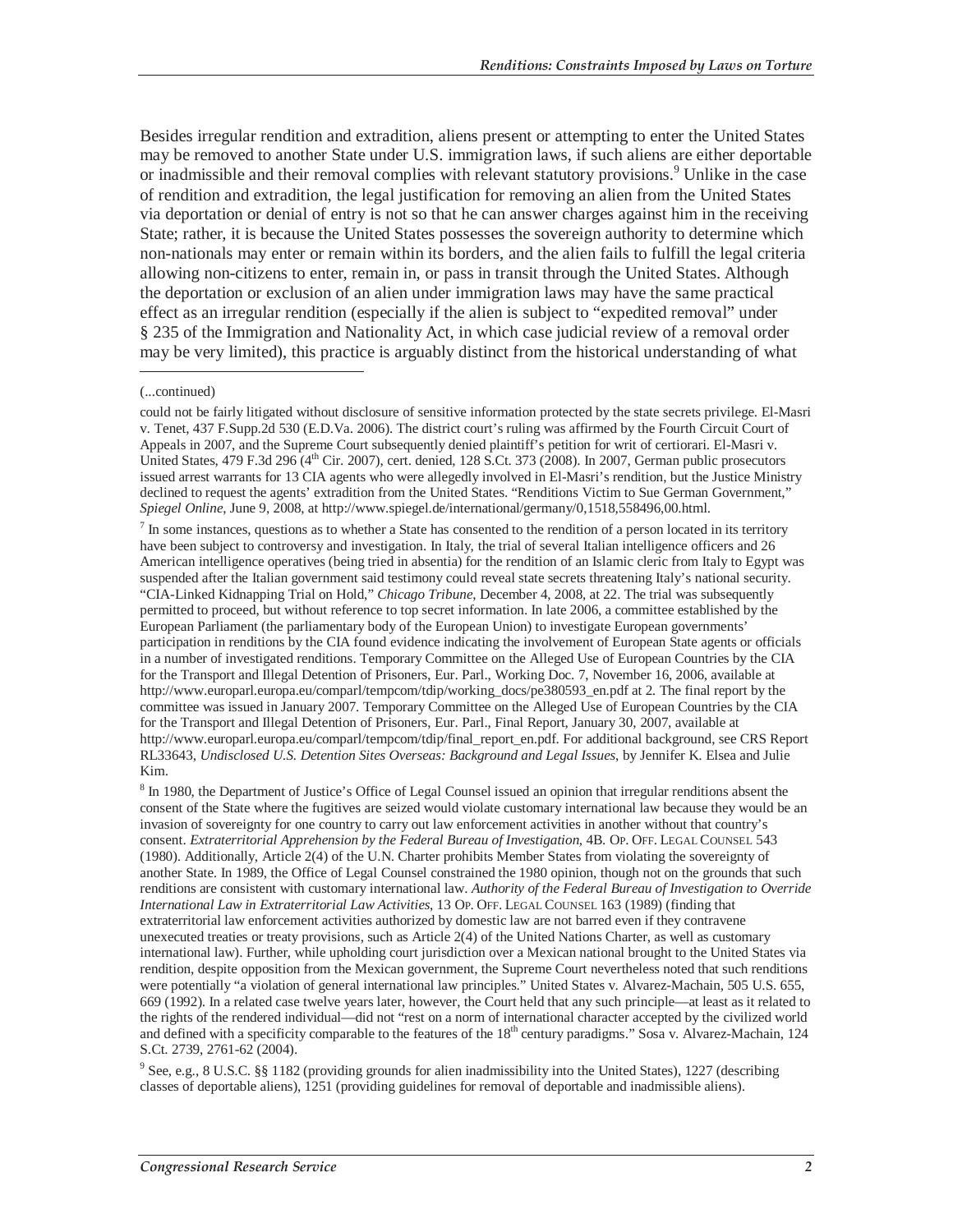Besides irregular rendition and extradition, aliens present or attempting to enter the United States may be removed to another State under U.S. immigration laws, if such aliens are either deportable or inadmissible and their removal complies with relevant statutory provisions.[9] Unlike in the case of rendition and extradition, the legal justification for removing an alien from the United States via deportation or denial of entry is not so that he can answer charges against him in the receiving State; rather, it is because the United States possesses the sovereign authority to determine which non-nationals may enter or remain within its borders, and the alien fails to fulfill the legal criteria allowing non-citizens to enter, remain in, or pass in transit through the United States. Although the deportation or exclusion of an alien under immigration laws may have the same practical effect as an irregular rendition (especially if the alien is subject to "expedited removal" under § 235 of the Immigration and Nationality Act, in which case judicial review of a removal order may be very limited), this practice is arguably distinct from the historical understanding of what

---

(...continued)

could not be fairly litigated without disclosure of sensitive information protected by the state secrets privilege. El-Masri v. Tenet, 437 F.Supp.2d 530 (E.D.Va. 2006). The district court's ruling was affirmed by the Fourth Circuit Court of Appeals in 2007, and the Supreme Court subsequently denied plaintiff's petition for writ of certiorari. El-Masri v. United States, 479 F.3d 296 (4th Cir. 2007), cert. denied, 128 S.Ct. 373 (2008). In 2007, German public prosecutors issued arrest warrants for 13 CIA agents who were allegedly involved in El-Masri's rendition, but the Justice Ministry declined to request the agents' extradition from the United States. "Renditions Victim to Sue German Government," *Spiegel Online*, June 9, 2008, at http://www.spiegel.de/international/germany/0,1518,558496,00.html.

[7] In some instances, questions as to whether a State has consented to the rendition of a person located in its territory have been subject to controversy and investigation. In Italy, the trial of several Italian intelligence officers and 26 American intelligence operatives (being tried in absentia) for the rendition of an Islamic cleric from Italy to Egypt was suspended after the Italian government said testimony could reveal state secrets threatening Italy's national security. "CIA-Linked Kidnapping Trial on Hold," *Chicago Tribune*, December 4, 2008, at 22. The trial was subsequently permitted to proceed, but without reference to top secret information. In late 2006, a committee established by the European Parliament (the parliamentary body of the European Union) to investigate European governments' participation in renditions by the CIA found evidence indicating the involvement of European State agents or officials in a number of investigated renditions. Temporary Committee on the Alleged Use of European Countries by the CIA for the Transport and Illegal Detention of Prisoners, Eur. Parl., Working Doc. 7, November 16, 2006, available at http://www.europarl.europa.eu/comparl/tempcom/tdip/working_docs/pe380593_en.pdf at 2. The final report by the committee was issued in January 2007. Temporary Committee on the Alleged Use of European Countries by the CIA for the Transport and Illegal Detention of Prisoners, Eur. Parl., Final Report, January 30, 2007, available at http://www.europarl.europa.eu/comparl/tempcom/tdip/final_report_en.pdf. For additional background, see CRS Report RL33643, *Undisclosed U.S. Detention Sites Overseas: Background and Legal Issues*, by Jennifer K. Elsea and Julie Kim.

[8] In 1980, the Department of Justice's Office of Legal Counsel issued an opinion that irregular renditions absent the consent of the State where the fugitives are seized would violate customary international law because they would be an invasion of sovereignty for one country to carry out law enforcement activities in another without that country's consent. *Extraterritorial Apprehension by the Federal Bureau of Investigation*, 4B. OP. OFF. LEGAL COUNSEL 543 (1980). Additionally, Article 2(4) of the U.N. Charter prohibits Member States from violating the sovereignty of another State. In 1989, the Office of Legal Counsel constrained the 1980 opinion, though not on the grounds that such renditions are consistent with customary international law. *Authority of the Federal Bureau of Investigation to Override International Law in Extraterritorial Law Activities*, 13 OP. OFF. LEGAL COUNSEL 163 (1989) (finding that extraterritorial law enforcement activities authorized by domestic law are not barred even if they contravene unexecuted treaties or treaty provisions, such as Article 2(4) of the United Nations Charter, as well as customary international law). Further, while upholding court jurisdiction over a Mexican national brought to the United States via rendition, despite opposition from the Mexican government, the Supreme Court nevertheless noted that such renditions were potentially "a violation of general international law principles." United States v. Alvarez-Machain, 505 U.S. 655, 669 (1992). In a related case twelve years later, however, the Court held that any such principle—at least as it related to the rights of the rendered individual—did not "rest on a norm of international character accepted by the civilized world and defined with a specificity comparable to the features of the 18th century paradigms." Sosa v. Alvarez-Machain, 124 S.Ct. 2739, 2761-62 (2004).

[9] See, e.g., 8 U.S.C. §§ 1182 (providing grounds for alien inadmissibility into the United States), 1227 (describing classes of deportable aliens), 1251 (providing guidelines for removal of deportable and inadmissible aliens).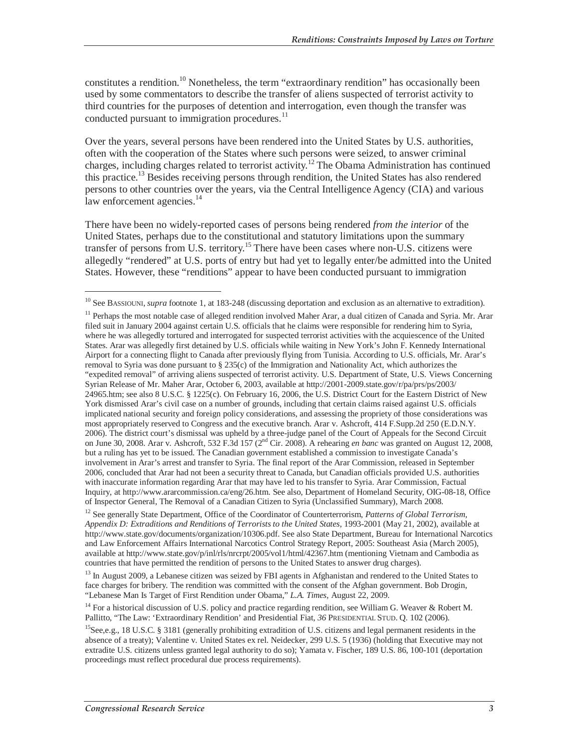constitutes a rendition.[10] Nonetheless, the term "extraordinary rendition" has occasionally been used by some commentators to describe the transfer of aliens suspected of terrorist activity to third countries for the purposes of detention and interrogation, even though the transfer was conducted pursuant to immigration procedures.[11]

Over the years, several persons have been rendered into the United States by U.S. authorities, often with the cooperation of the States where such persons were seized, to answer criminal charges, including charges related to terrorist activity.[12] The Obama Administration has continued this practice.[13] Besides receiving persons through rendition, the United States has also rendered persons to other countries over the years, via the Central Intelligence Agency (CIA) and various law enforcement agencies.[14]

There have been no widely-reported cases of persons being rendered *from the interior* of the United States, perhaps due to the constitutional and statutory limitations upon the summary transfer of persons from U.S. territory.[15] There have been cases where non-U.S. citizens were allegedly "rendered" at U.S. ports of entry but had yet to legally enter/be admitted into the United States. However, these "renditions" appear to have been conducted pursuant to immigration

---

[10] See BASSIOUNI, *supra* footnote 1, at 183-248 (discussing deportation and exclusion as an alternative to extradition).

[11] Perhaps the most notable case of alleged rendition involved Maher Arar, a dual citizen of Canada and Syria. Mr. Arar filed suit in January 2004 against certain U.S. officials that he claims were responsible for rendering him to Syria, where he was allegedly tortured and interrogated for suspected terrorist activities with the acquiescence of the United States. Arar was allegedly first detained by U.S. officials while waiting in New York's John F. Kennedy International Airport for a connecting flight to Canada after previously flying from Tunisia. According to U.S. officials, Mr. Arar's removal to Syria was done pursuant to § 235(c) of the Immigration and Nationality Act, which authorizes the "expedited removal" of arriving aliens suspected of terrorist activity. U.S. Department of State, U.S. Views Concerning Syrian Release of Mr. Maher Arar, October 6, 2003, available at http://2001-2009.state.gov/r/pa/prs/ps/2003/24965.htm; see also 8 U.S.C. § 1225(c). On February 16, 2006, the U.S. District Court for the Eastern District of New York dismissed Arar's civil case on a number of grounds, including that certain claims raised against U.S. officials implicated national security and foreign policy considerations, and assessing the propriety of those considerations was most appropriately reserved to Congress and the executive branch. Arar v. Ashcroft, 414 F.Supp.2d 250 (E.D.N.Y. 2006). The district court's dismissal was upheld by a three-judge panel of the Court of Appeals for the Second Circuit on June 30, 2008. Arar v. Ashcroft, 532 F.3d 157 (2nd Cir. 2008). A rehearing *en banc* was granted on August 12, 2008, but a ruling has yet to be issued. The Canadian government established a commission to investigate Canada's involvement in Arar's arrest and transfer to Syria. The final report of the Arar Commission, released in September 2006, concluded that Arar had not been a security threat to Canada, but Canadian officials provided U.S. authorities with inaccurate information regarding Arar that may have led to his transfer to Syria. Arar Commission, Factual Inquiry, at http://www.ararcommission.ca/eng/26.htm. See also, Department of Homeland Security, OIG-08-18, Office of Inspector General, The Removal of a Canadian Citizen to Syria (Unclassified Summary), March 2008.

[12] See generally State Department, Office of the Coordinator of Counterterrorism, *Patterns of Global Terrorism, Appendix D: Extraditions and Renditions of Terrorists to the United States*, 1993-2001 (May 21, 2002), available at http://www.state.gov/documents/organization/10306.pdf. See also State Department, Bureau for International Narcotics and Law Enforcement Affairs International Narcotics Control Strategy Report, 2005: Southeast Asia (March 2005), available at http://www.state.gov/p/inl/rls/nrcrpt/2005/vol1/html/42367.htm (mentioning Vietnam and Cambodia as countries that have permitted the rendition of persons to the United States to answer drug charges).

[13] In August 2009, a Lebanese citizen was seized by FBI agents in Afghanistan and rendered to the United States to face charges for bribery. The rendition was committed with the consent of the Afghan government. Bob Drogin, "Lebanese Man Is Target of First Rendition under Obama," *L.A. Times*, August 22, 2009.

[14] For a historical discussion of U.S. policy and practice regarding rendition, see William G. Weaver & Robert M. Pallitto, "The Law: 'Extraordinary Rendition' and Presidential Fiat, *36* PRESIDENTIAL STUD. Q. 102 (2006).

[15] See,e.g., 18 U.S.C. § 3181 (generally prohibiting extradition of U.S. citizens and legal permanent residents in the absence of a treaty); Valentine v. United States ex rel. Neidecker, 299 U.S. 5 (1936) (holding that Executive may not extradite U.S. citizens unless granted legal authority to do so); Yamata v. Fischer, 189 U.S. 86, 100-101 (deportation proceedings must reflect procedural due process requirements).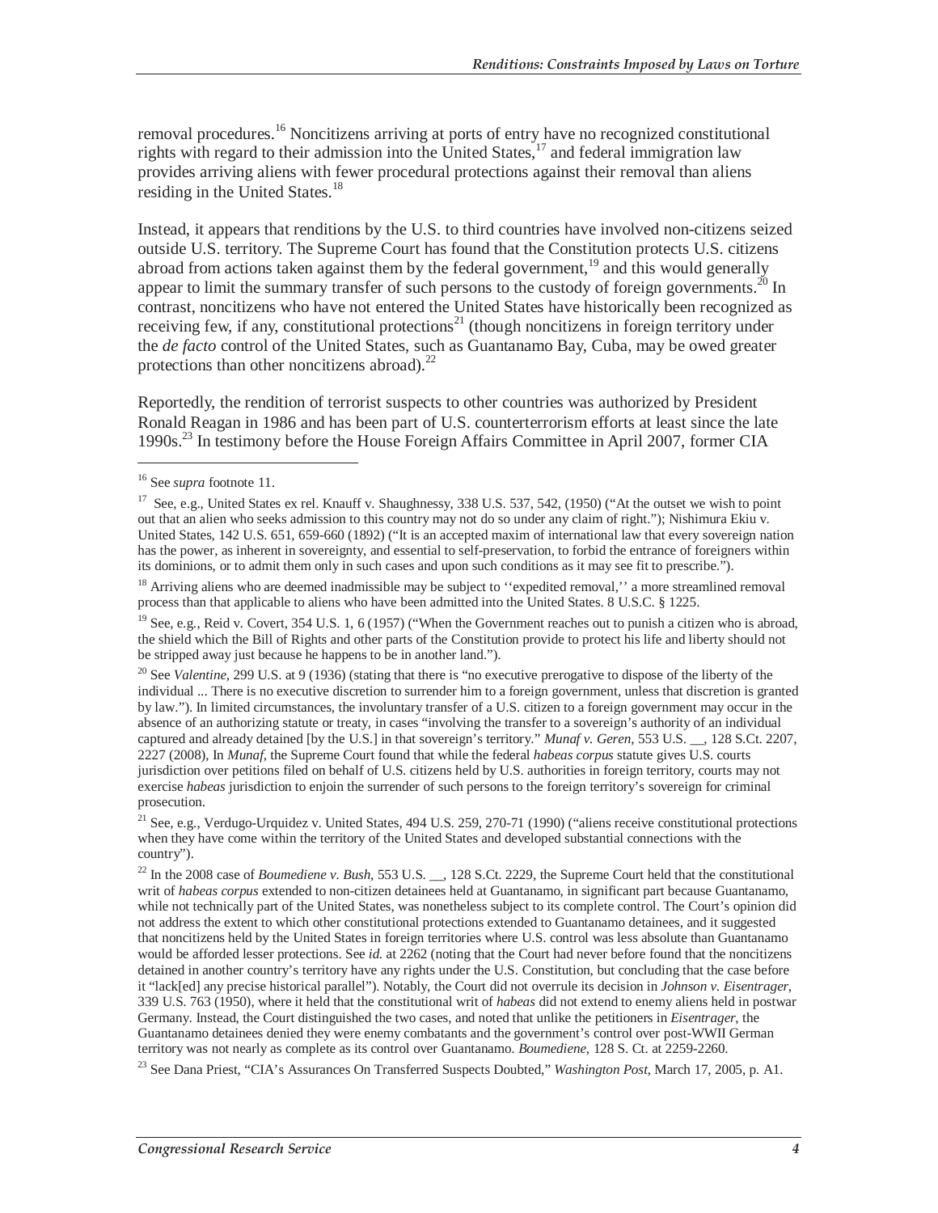removal procedures.[16] Noncitizens arriving at ports of entry have no recognized constitutional rights with regard to their admission into the United States,[17] and federal immigration law provides arriving aliens with fewer procedural protections against their removal than aliens residing in the United States.[18]

Instead, it appears that renditions by the U.S. to third countries have involved non-citizens seized outside U.S. territory. The Supreme Court has found that the Constitution protects U.S. citizens abroad from actions taken against them by the federal government,[19] and this would generally appear to limit the summary transfer of such persons to the custody of foreign governments.[20] In contrast, noncitizens who have not entered the United States have historically been recognized as receiving few, if any, constitutional protections[21] (though noncitizens in foreign territory under the *de facto* control of the United States, such as Guantanamo Bay, Cuba, may be owed greater protections than other noncitizens abroad).[22]

Reportedly, the rendition of terrorist suspects to other countries was authorized by President Ronald Reagan in 1986 and has been part of U.S. counterterrorism efforts at least since the late 1990s.[23] In testimony before the House Foreign Affairs Committee in April 2007, former CIA

---

[16] See *supra* footnote 11.

[17] See, e.g., United States ex rel. Knauff v. Shaughnessy, 338 U.S. 537, 542, (1950) ("At the outset we wish to point out that an alien who seeks admission to this country may not do so under any claim of right."); Nishimura Ekiu v. United States, 142 U.S. 651, 659-660 (1892) ("It is an accepted maxim of international law that every sovereign nation has the power, as inherent in sovereignty, and essential to self-preservation, to forbid the entrance of foreigners within its dominions, or to admit them only in such cases and upon such conditions as it may see fit to prescribe.").

[18] Arriving aliens who are deemed inadmissible may be subject to ''expedited removal,'' a more streamlined removal process than that applicable to aliens who have been admitted into the United States. 8 U.S.C. § 1225.

[19] See, e.g., Reid v. Covert, 354 U.S. 1, 6 (1957) ("When the Government reaches out to punish a citizen who is abroad, the shield which the Bill of Rights and other parts of the Constitution provide to protect his life and liberty should not be stripped away just because he happens to be in another land.").

[20] See *Valentine*, 299 U.S. at 9 (1936) (stating that there is "no executive prerogative to dispose of the liberty of the individual ... There is no executive discretion to surrender him to a foreign government, unless that discretion is granted by law."). In limited circumstances, the involuntary transfer of a U.S. citizen to a foreign government may occur in the absence of an authorizing statute or treaty, in cases "involving the transfer to a sovereign's authority of an individual captured and already detained [by the U.S.] in that sovereign's territory." *Munaf v. Geren*, 553 U.S. __, 128 S.Ct. 2207, 2227 (2008), In *Munaf*, the Supreme Court found that while the federal *habeas corpus* statute gives U.S. courts jurisdiction over petitions filed on behalf of U.S. citizens held by U.S. authorities in foreign territory, courts may not exercise *habeas* jurisdiction to enjoin the surrender of such persons to the foreign territory's sovereign for criminal prosecution.

[21] See, e.g., Verdugo-Urquidez v. United States, 494 U.S. 259, 270-71 (1990) ("aliens receive constitutional protections when they have come within the territory of the United States and developed substantial connections with the country").

[22] In the 2008 case of *Boumediene v. Bush*, 553 U.S. __, 128 S.Ct. 2229, the Supreme Court held that the constitutional writ of *habeas corpus* extended to non-citizen detainees held at Guantanamo, in significant part because Guantanamo, while not technically part of the United States, was nonetheless subject to its complete control. The Court's opinion did not address the extent to which other constitutional protections extended to Guantanamo detainees, and it suggested that noncitizens held by the United States in foreign territories where U.S. control was less absolute than Guantanamo would be afforded lesser protections. See *id.* at 2262 (noting that the Court had never before found that the noncitizens detained in another country's territory have any rights under the U.S. Constitution, but concluding that the case before it "lack[ed] any precise historical parallel"). Notably, the Court did not overrule its decision in *Johnson v. Eisentrager*, 339 U.S. 763 (1950), where it held that the constitutional writ of *habeas* did not extend to enemy aliens held in postwar Germany. Instead, the Court distinguished the two cases, and noted that unlike the petitioners in *Eisentrager*, the Guantanamo detainees denied they were enemy combatants and the government's control over post-WWII German territory was not nearly as complete as its control over Guantanamo. *Boumediene*, 128 S. Ct. at 2259-2260.

[23] See Dana Priest, "CIA's Assurances On Transferred Suspects Doubted," *Washington Post*, March 17, 2005, p. A1.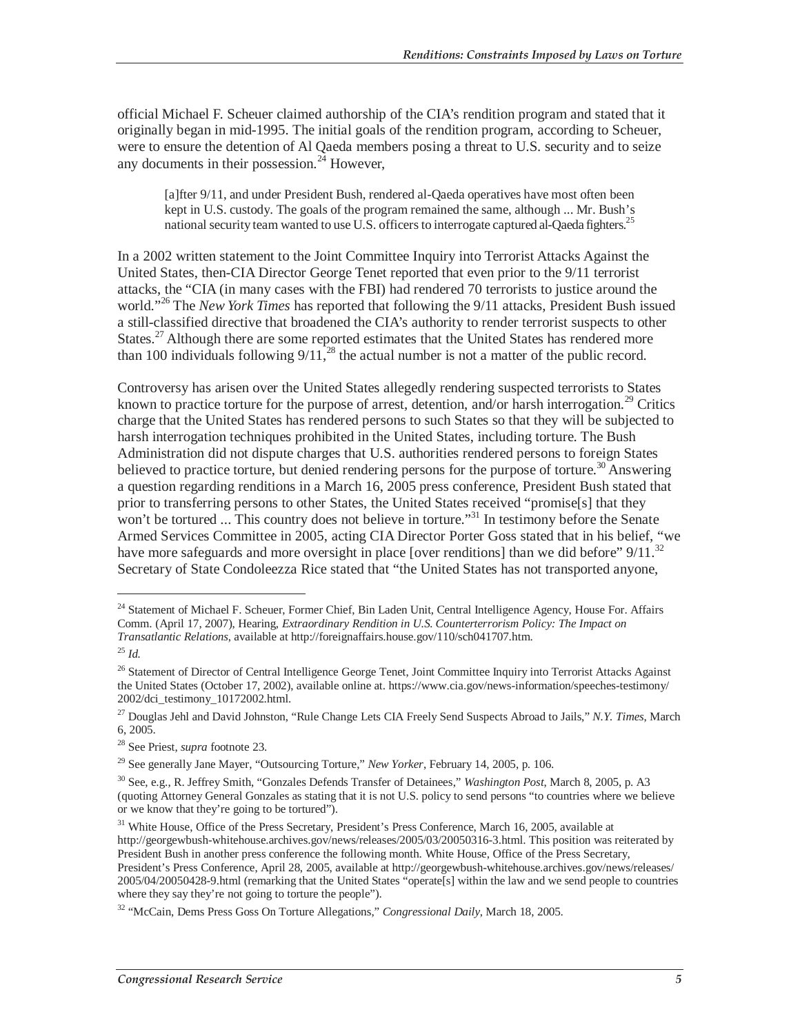official Michael F. Scheuer claimed authorship of the CIA's rendition program and stated that it originally began in mid-1995. The initial goals of the rendition program, according to Scheuer, were to ensure the detention of Al Qaeda members posing a threat to U.S. security and to seize any documents in their possession.[24] However,

> [a]fter 9/11, and under President Bush, rendered al-Qaeda operatives have most often been kept in U.S. custody. The goals of the program remained the same, although ... Mr. Bush's national security team wanted to use U.S. officers to interrogate captured al-Qaeda fighters.[25]

In a 2002 written statement to the Joint Committee Inquiry into Terrorist Attacks Against the United States, then-CIA Director George Tenet reported that even prior to the 9/11 terrorist attacks, the "CIA (in many cases with the FBI) had rendered 70 terrorists to justice around the world."[26] The *New York Times* has reported that following the 9/11 attacks, President Bush issued a still-classified directive that broadened the CIA's authority to render terrorist suspects to other States.[27] Although there are some reported estimates that the United States has rendered more than 100 individuals following 9/11,[28] the actual number is not a matter of the public record.

Controversy has arisen over the United States allegedly rendering suspected terrorists to States known to practice torture for the purpose of arrest, detention, and/or harsh interrogation.[29] Critics charge that the United States has rendered persons to such States so that they will be subjected to harsh interrogation techniques prohibited in the United States, including torture. The Bush Administration did not dispute charges that U.S. authorities rendered persons to foreign States believed to practice torture, but denied rendering persons for the purpose of torture.[30] Answering a question regarding renditions in a March 16, 2005 press conference, President Bush stated that prior to transferring persons to other States, the United States received "promise[s] that they won't be tortured ... This country does not believe in torture."[31] In testimony before the Senate Armed Services Committee in 2005, acting CIA Director Porter Goss stated that in his belief, "we have more safeguards and more oversight in place [over renditions] than we did before" 9/11.[32] Secretary of State Condoleezza Rice stated that "the United States has not transported anyone,

---

[24] Statement of Michael F. Scheuer, Former Chief, Bin Laden Unit, Central Intelligence Agency, House For. Affairs Comm. (April 17, 2007), Hearing, *Extraordinary Rendition in U.S. Counterterrorism Policy: The Impact on Transatlantic Relations*, available at http://foreignaffairs.house.gov/110/sch041707.htm.

[25] *Id.*

[26] Statement of Director of Central Intelligence George Tenet, Joint Committee Inquiry into Terrorist Attacks Against the United States (October 17, 2002), available online at. https://www.cia.gov/news-information/speeches-testimony/2002/dci_testimony_10172002.html.

[27] Douglas Jehl and David Johnston, "Rule Change Lets CIA Freely Send Suspects Abroad to Jails," *N.Y. Times*, March 6, 2005.

[28] See Priest, *supra* footnote 23.

[29] See generally Jane Mayer, "Outsourcing Torture," *New Yorker*, February 14, 2005, p. 106.

[30] See, e.g., R. Jeffrey Smith, "Gonzales Defends Transfer of Detainees," *Washington Post*, March 8, 2005, p. A3 (quoting Attorney General Gonzales as stating that it is not U.S. policy to send persons "to countries where we believe or we know that they're going to be tortured").

[31] White House, Office of the Press Secretary, President's Press Conference, March 16, 2005, available at http://georgewbush-whitehouse.archives.gov/news/releases/2005/03/20050316-3.html. This position was reiterated by President Bush in another press conference the following month. White House, Office of the Press Secretary, President's Press Conference, April 28, 2005, available at http://georgewbush-whitehouse.archives.gov/news/releases/2005/04/20050428-9.html (remarking that the United States "operate[s] within the law and we send people to countries where they say they're not going to torture the people").

[32] "McCain, Dems Press Goss On Torture Allegations," *Congressional Daily*, March 18, 2005.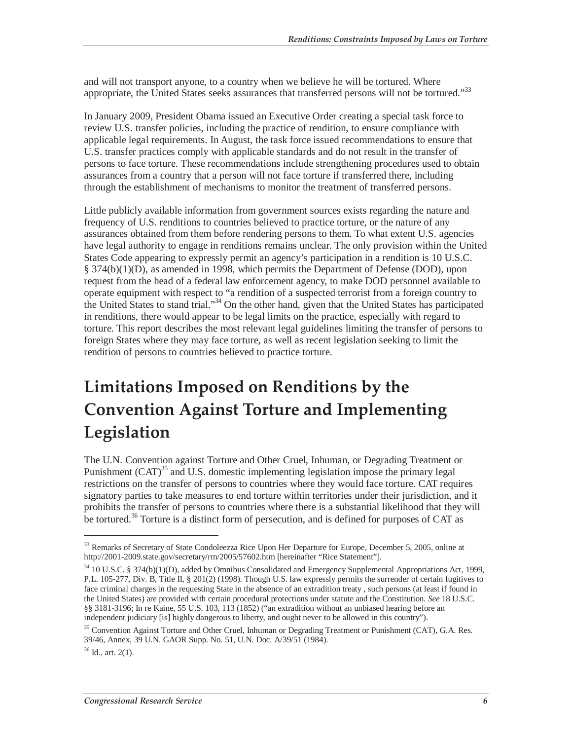and will not transport anyone, to a country when we believe he will be tortured. Where appropriate, the United States seeks assurances that transferred persons will not be tortured."[33]

In January 2009, President Obama issued an Executive Order creating a special task force to review U.S. transfer policies, including the practice of rendition, to ensure compliance with applicable legal requirements. In August, the task force issued recommendations to ensure that U.S. transfer practices comply with applicable standards and do not result in the transfer of persons to face torture. These recommendations include strengthening procedures used to obtain assurances from a country that a person will not face torture if transferred there, including through the establishment of mechanisms to monitor the treatment of transferred persons.

Little publicly available information from government sources exists regarding the nature and frequency of U.S. renditions to countries believed to practice torture, or the nature of any assurances obtained from them before rendering persons to them. To what extent U.S. agencies have legal authority to engage in renditions remains unclear. The only provision within the United States Code appearing to expressly permit an agency's participation in a rendition is 10 U.S.C. § 374(b)(1)(D), as amended in 1998, which permits the Department of Defense (DOD), upon request from the head of a federal law enforcement agency, to make DOD personnel available to operate equipment with respect to "a rendition of a suspected terrorist from a foreign country to the United States to stand trial."[34] On the other hand, given that the United States has participated in renditions, there would appear to be legal limits on the practice, especially with regard to torture. This report describes the most relevant legal guidelines limiting the transfer of persons to foreign States where they may face torture, as well as recent legislation seeking to limit the rendition of persons to countries believed to practice torture.

# Limitations Imposed on Renditions by the Convention Against Torture and Implementing Legislation

The U.N. Convention against Torture and Other Cruel, Inhuman, or Degrading Treatment or Punishment (CAT)[35] and U.S. domestic implementing legislation impose the primary legal restrictions on the transfer of persons to countries where they would face torture. CAT requires signatory parties to take measures to end torture within territories under their jurisdiction, and it prohibits the transfer of persons to countries where there is a substantial likelihood that they will be tortured.[36] Torture is a distinct form of persecution, and is defined for purposes of CAT as

---

[33] Remarks of Secretary of State Condoleezza Rice Upon Her Departure for Europe, December 5, 2005, online at http://2001-2009.state.gov/secretary/rm/2005/57602.htm [hereinafter "Rice Statement"].

[34] 10 U.S.C. § 374(b)(1)(D), added by Omnibus Consolidated and Emergency Supplemental Appropriations Act, 1999, P.L. 105-277, Div. B, Title II, § 201(2) (1998). Though U.S. law expressly permits the surrender of certain fugitives to face criminal charges in the requesting State in the absence of an extradition treaty , such persons (at least if found in the United States) are provided with certain procedural protections under statute and the Constitution. *See* 18 U.S.C. §§ 3181-3196; In re Kaine, 55 U.S. 103, 113 (1852) ("an extradition without an unbiased hearing before an independent judiciary [is] highly dangerous to liberty, and ought never to be allowed in this country").

[35] Convention Against Torture and Other Cruel, Inhuman or Degrading Treatment or Punishment (CAT), G.A. Res. 39/46, Annex, 39 U.N. GAOR Supp. No. 51, U.N. Doc. A/39/51 (1984).

[36] Id., art. 2(1).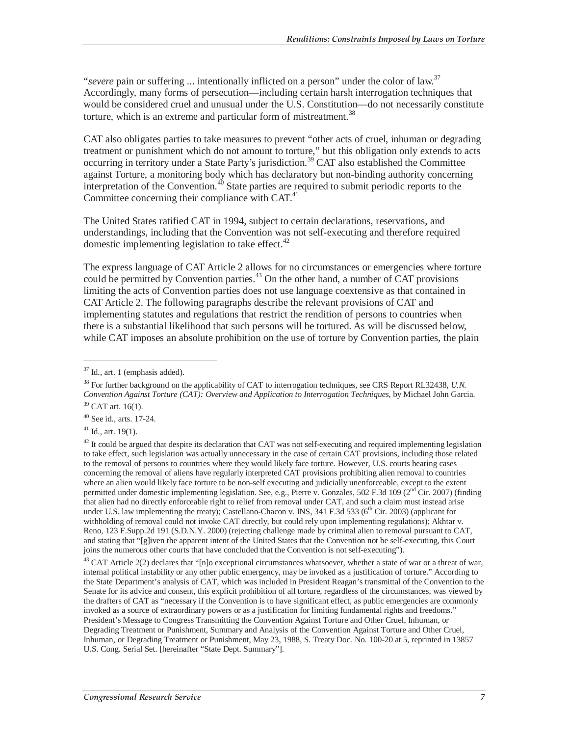"*severe* pain or suffering ... intentionally inflicted on a person" under the color of law.[37] Accordingly, many forms of persecution—including certain harsh interrogation techniques that would be considered cruel and unusual under the U.S. Constitution—do not necessarily constitute torture, which is an extreme and particular form of mistreatment.[38]

CAT also obligates parties to take measures to prevent "other acts of cruel, inhuman or degrading treatment or punishment which do not amount to torture," but this obligation only extends to acts occurring in territory under a State Party's jurisdiction.[39] CAT also established the Committee against Torture, a monitoring body which has declaratory but non-binding authority concerning interpretation of the Convention.[40] State parties are required to submit periodic reports to the Committee concerning their compliance with CAT.[41]

The United States ratified CAT in 1994, subject to certain declarations, reservations, and understandings, including that the Convention was not self-executing and therefore required domestic implementing legislation to take effect.[42]

The express language of CAT Article 2 allows for no circumstances or emergencies where torture could be permitted by Convention parties.[43] On the other hand, a number of CAT provisions limiting the acts of Convention parties does not use language coextensive as that contained in CAT Article 2. The following paragraphs describe the relevant provisions of CAT and implementing statutes and regulations that restrict the rendition of persons to countries when there is a substantial likelihood that such persons will be tortured. As will be discussed below, while CAT imposes an absolute prohibition on the use of torture by Convention parties, the plain

---

[37] Id., art. 1 (emphasis added).

[38] For further background on the applicability of CAT to interrogation techniques, see CRS Report RL32438, *U.N. Convention Against Torture (CAT): Overview and Application to Interrogation Techniques*, by Michael John Garcia.

[39] CAT art. 16(1).

[40] See id., arts. 17-24.

[41] Id., art. 19(1).

[42] It could be argued that despite its declaration that CAT was not self-executing and required implementing legislation to take effect, such legislation was actually unnecessary in the case of certain CAT provisions, including those related to the removal of persons to countries where they would likely face torture. However, U.S. courts hearing cases concerning the removal of aliens have regularly interpreted CAT provisions prohibiting alien removal to countries where an alien would likely face torture to be non-self executing and judicially unenforceable, except to the extent permitted under domestic implementing legislation. See, e.g., Pierre v. Gonzales, 502 F.3d 109 (2nd Cir. 2007) (finding that alien had no directly enforceable right to relief from removal under CAT, and such a claim must instead arise under U.S. law implementing the treaty); Castellano-Chacon v. INS, 341 F.3d 533 (6th Cir. 2003) (applicant for withholding of removal could not invoke CAT directly, but could rely upon implementing regulations); Akhtar v. Reno, 123 F.Supp.2d 191 (S.D.N.Y. 2000) (rejecting challenge made by criminal alien to removal pursuant to CAT, and stating that "[g]iven the apparent intent of the United States that the Convention not be self-executing, this Court joins the numerous other courts that have concluded that the Convention is not self-executing").

[43] CAT Article 2(2) declares that "[n]o exceptional circumstances whatsoever, whether a state of war or a threat of war, internal political instability or any other public emergency, may be invoked as a justification of torture." According to the State Department's analysis of CAT, which was included in President Reagan's transmittal of the Convention to the Senate for its advice and consent, this explicit prohibition of all torture, regardless of the circumstances, was viewed by the drafters of CAT as "necessary if the Convention is to have significant effect, as public emergencies are commonly invoked as a source of extraordinary powers or as a justification for limiting fundamental rights and freedoms." President's Message to Congress Transmitting the Convention Against Torture and Other Cruel, Inhuman, or Degrading Treatment or Punishment, Summary and Analysis of the Convention Against Torture and Other Cruel, Inhuman, or Degrading Treatment or Punishment, May 23, 1988, S. Treaty Doc. No. 100-20 at 5, reprinted in 13857 U.S. Cong. Serial Set. [hereinafter "State Dept. Summary"].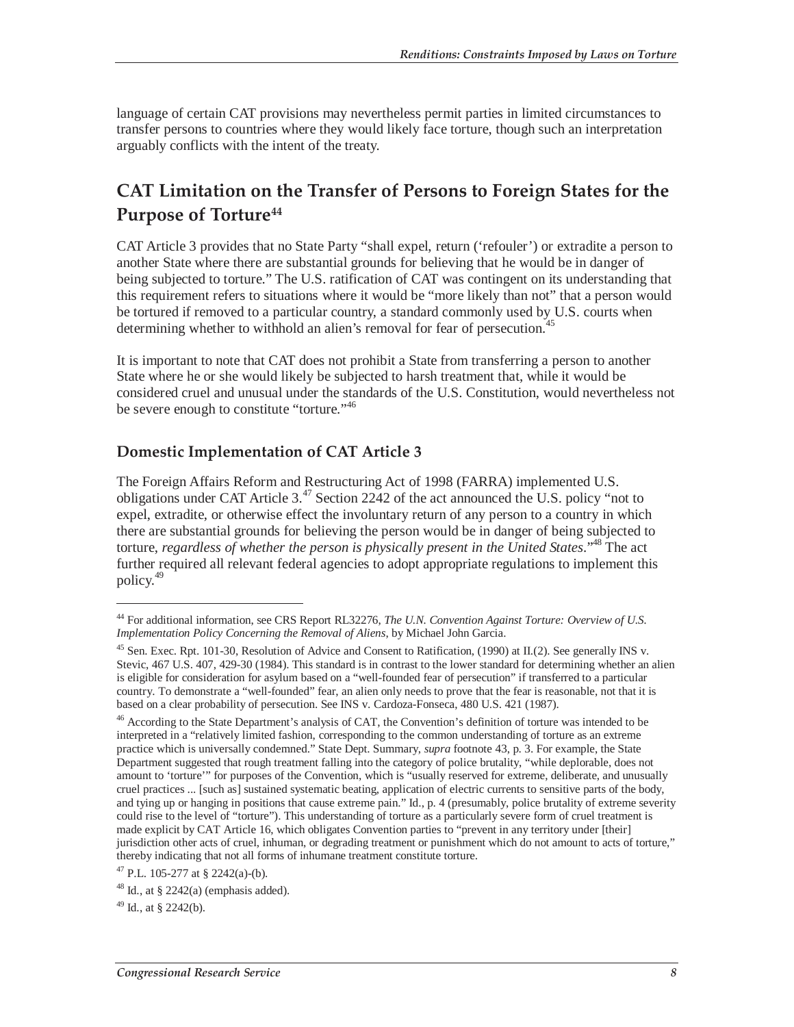language of certain CAT provisions may nevertheless permit parties in limited circumstances to transfer persons to countries where they would likely face torture, though such an interpretation arguably conflicts with the intent of the treaty.

## CAT Limitation on the Transfer of Persons to Foreign States for the Purpose of Torture[44]

CAT Article 3 provides that no State Party "shall expel, return ('refouler') or extradite a person to another State where there are substantial grounds for believing that he would be in danger of being subjected to torture." The U.S. ratification of CAT was contingent on its understanding that this requirement refers to situations where it would be "more likely than not" that a person would be tortured if removed to a particular country, a standard commonly used by U.S. courts when determining whether to withhold an alien's removal for fear of persecution.[45]

It is important to note that CAT does not prohibit a State from transferring a person to another State where he or she would likely be subjected to harsh treatment that, while it would be considered cruel and unusual under the standards of the U.S. Constitution, would nevertheless not be severe enough to constitute "torture."[46]

### Domestic Implementation of CAT Article 3

The Foreign Affairs Reform and Restructuring Act of 1998 (FARRA) implemented U.S. obligations under CAT Article 3.[47] Section 2242 of the act announced the U.S. policy "not to expel, extradite, or otherwise effect the involuntary return of any person to a country in which there are substantial grounds for believing the person would be in danger of being subjected to torture, *regardless of whether the person is physically present in the United States*."[48] The act further required all relevant federal agencies to adopt appropriate regulations to implement this policy.[49]

---

[44] For additional information, see CRS Report RL32276, *The U.N. Convention Against Torture: Overview of U.S. Implementation Policy Concerning the Removal of Aliens*, by Michael John Garcia.

[45] Sen. Exec. Rpt. 101-30, Resolution of Advice and Consent to Ratification, (1990) at II.(2). See generally INS v. Stevic, 467 U.S. 407, 429-30 (1984). This standard is in contrast to the lower standard for determining whether an alien is eligible for consideration for asylum based on a "well-founded fear of persecution" if transferred to a particular country. To demonstrate a "well-founded" fear, an alien only needs to prove that the fear is reasonable, not that it is based on a clear probability of persecution. See INS v. Cardoza-Fonseca, 480 U.S. 421 (1987).

[46] According to the State Department's analysis of CAT, the Convention's definition of torture was intended to be interpreted in a "relatively limited fashion, corresponding to the common understanding of torture as an extreme practice which is universally condemned." State Dept. Summary, *supra* footnote 43, p. 3. For example, the State Department suggested that rough treatment falling into the category of police brutality, "while deplorable, does not amount to 'torture'" for purposes of the Convention, which is "usually reserved for extreme, deliberate, and unusually cruel practices ... [such as] sustained systematic beating, application of electric currents to sensitive parts of the body, and tying up or hanging in positions that cause extreme pain." Id., p. 4 (presumably, police brutality of extreme severity could rise to the level of "torture"). This understanding of torture as a particularly severe form of cruel treatment is made explicit by CAT Article 16, which obligates Convention parties to "prevent in any territory under [their] jurisdiction other acts of cruel, inhuman, or degrading treatment or punishment which do not amount to acts of torture," thereby indicating that not all forms of inhumane treatment constitute torture.

[47] P.L. 105-277 at § 2242(a)-(b).

[48] Id., at § 2242(a) (emphasis added).

[49] Id., at § 2242(b).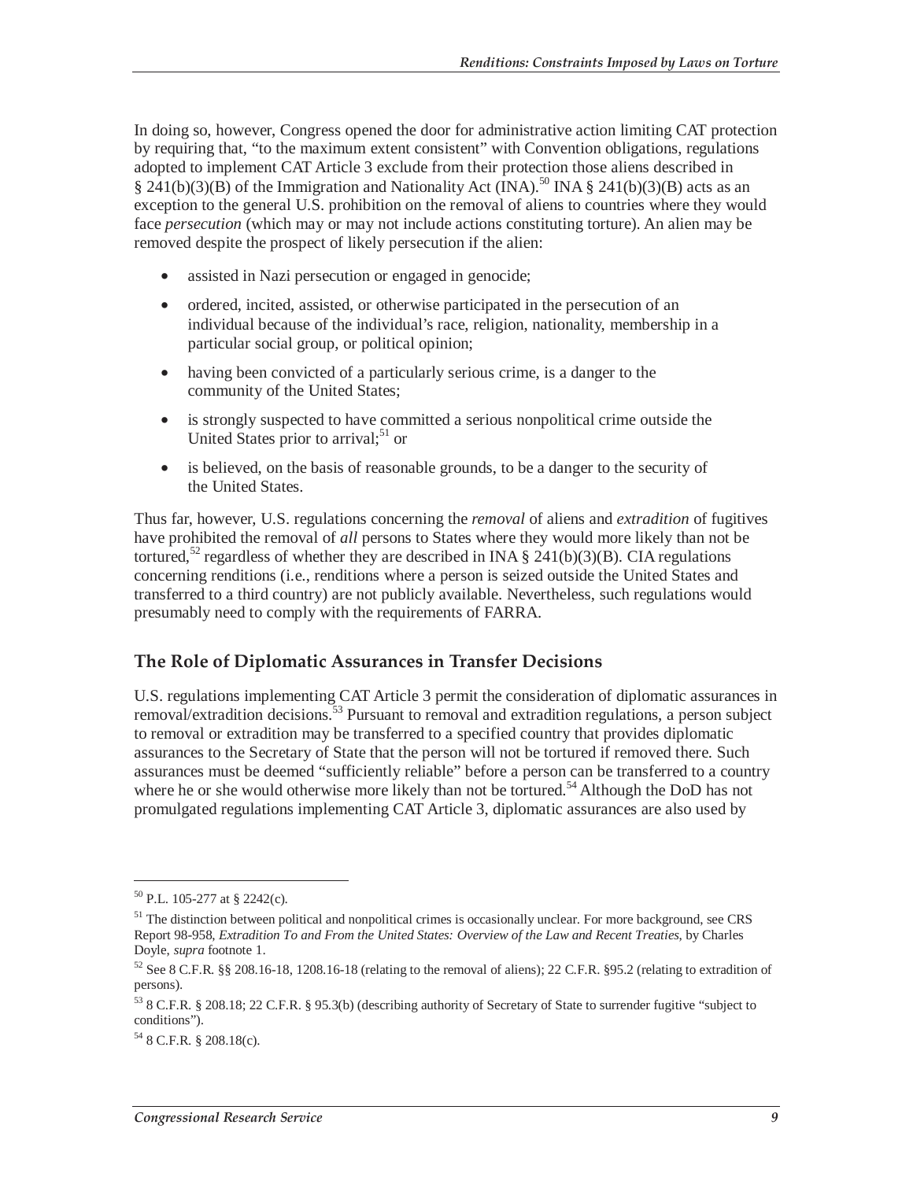In doing so, however, Congress opened the door for administrative action limiting CAT protection by requiring that, "to the maximum extent consistent" with Convention obligations, regulations adopted to implement CAT Article 3 exclude from their protection those aliens described in § 241(b)(3)(B) of the Immigration and Nationality Act (INA).[50] INA § 241(b)(3)(B) acts as an exception to the general U.S. prohibition on the removal of aliens to countries where they would face *persecution* (which may or may not include actions constituting torture). An alien may be removed despite the prospect of likely persecution if the alien:

- assisted in Nazi persecution or engaged in genocide;
- ordered, incited, assisted, or otherwise participated in the persecution of an individual because of the individual's race, religion, nationality, membership in a particular social group, or political opinion;
- having been convicted of a particularly serious crime, is a danger to the community of the United States;
- is strongly suspected to have committed a serious nonpolitical crime outside the United States prior to arrival;[51] or
- is believed, on the basis of reasonable grounds, to be a danger to the security of the United States.

Thus far, however, U.S. regulations concerning the *removal* of aliens and *extradition* of fugitives have prohibited the removal of *all* persons to States where they would more likely than not be tortured,[52] regardless of whether they are described in INA § 241(b)(3)(B). CIA regulations concerning renditions (i.e., renditions where a person is seized outside the United States and transferred to a third country) are not publicly available. Nevertheless, such regulations would presumably need to comply with the requirements of FARRA.

## The Role of Diplomatic Assurances in Transfer Decisions

U.S. regulations implementing CAT Article 3 permit the consideration of diplomatic assurances in removal/extradition decisions.[53] Pursuant to removal and extradition regulations, a person subject to removal or extradition may be transferred to a specified country that provides diplomatic assurances to the Secretary of State that the person will not be tortured if removed there. Such assurances must be deemed "sufficiently reliable" before a person can be transferred to a country where he or she would otherwise more likely than not be tortured.[54] Although the DoD has not promulgated regulations implementing CAT Article 3, diplomatic assurances are also used by

---

[50] P.L. 105-277 at § 2242(c).

[51] The distinction between political and nonpolitical crimes is occasionally unclear. For more background, see CRS Report 98-958, *Extradition To and From the United States: Overview of the Law and Recent Treaties*, by Charles Doyle, *supra* footnote 1.

[52] See 8 C.F.R. §§ 208.16-18, 1208.16-18 (relating to the removal of aliens); 22 C.F.R. §95.2 (relating to extradition of persons).

[53] 8 C.F.R. § 208.18; 22 C.F.R. § 95.3(b) (describing authority of Secretary of State to surrender fugitive "subject to conditions").

[54] 8 C.F.R. § 208.18(c).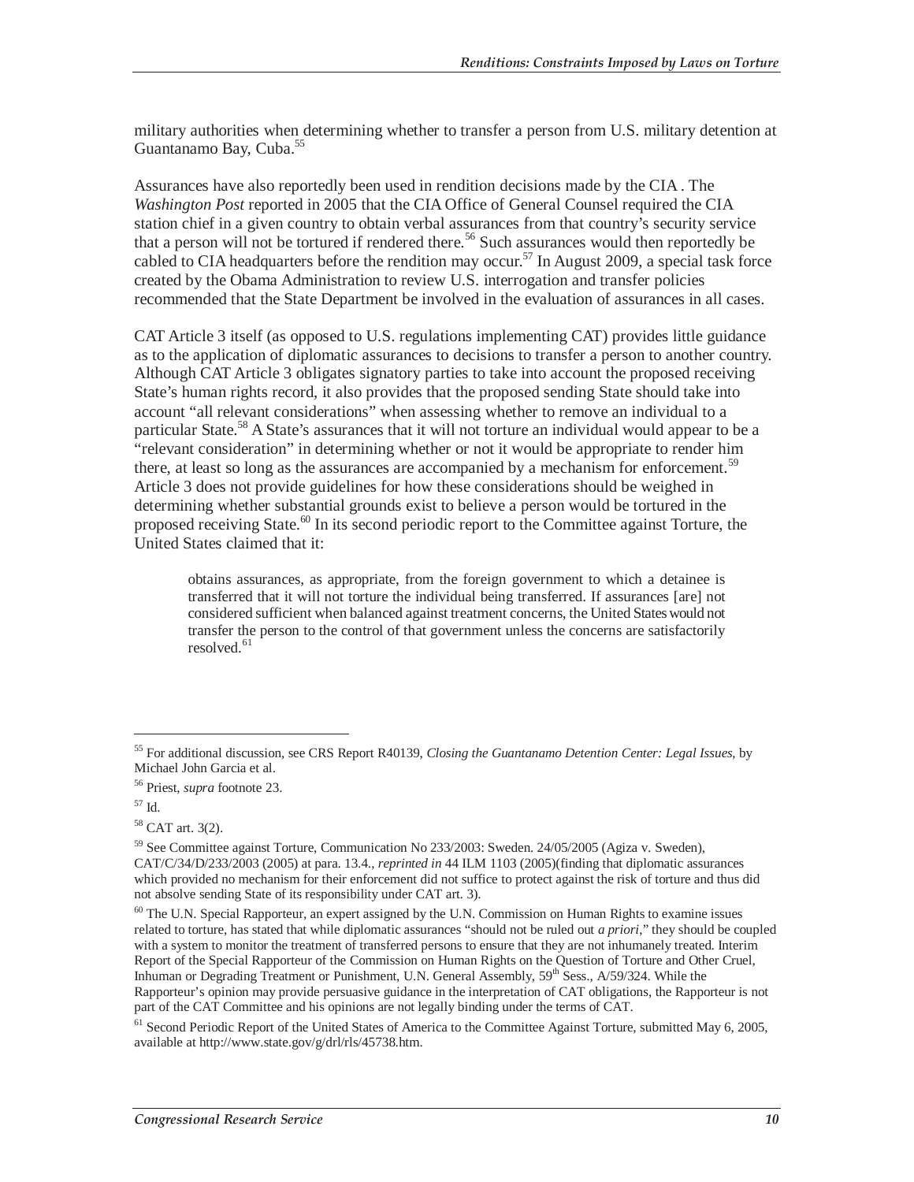military authorities when determining whether to transfer a person from U.S. military detention at Guantanamo Bay, Cuba.[55]

Assurances have also reportedly been used in rendition decisions made by the CIA . The *Washington Post* reported in 2005 that the CIA Office of General Counsel required the CIA station chief in a given country to obtain verbal assurances from that country's security service that a person will not be tortured if rendered there.[56] Such assurances would then reportedly be cabled to CIA headquarters before the rendition may occur.[57] In August 2009, a special task force created by the Obama Administration to review U.S. interrogation and transfer policies recommended that the State Department be involved in the evaluation of assurances in all cases.

CAT Article 3 itself (as opposed to U.S. regulations implementing CAT) provides little guidance as to the application of diplomatic assurances to decisions to transfer a person to another country. Although CAT Article 3 obligates signatory parties to take into account the proposed receiving State's human rights record, it also provides that the proposed sending State should take into account "all relevant considerations" when assessing whether to remove an individual to a particular State.[58] A State's assurances that it will not torture an individual would appear to be a "relevant consideration" in determining whether or not it would be appropriate to render him there, at least so long as the assurances are accompanied by a mechanism for enforcement.[59] Article 3 does not provide guidelines for how these considerations should be weighed in determining whether substantial grounds exist to believe a person would be tortured in the proposed receiving State.[60] In its second periodic report to the Committee against Torture, the United States claimed that it:

> obtains assurances, as appropriate, from the foreign government to which a detainee is transferred that it will not torture the individual being transferred. If assurances [are] not considered sufficient when balanced against treatment concerns, the United States would not transfer the person to the control of that government unless the concerns are satisfactorily resolved.[61]

---

[55] For additional discussion, see CRS Report R40139, *Closing the Guantanamo Detention Center: Legal Issues*, by Michael John Garcia et al.

[56] Priest, *supra* footnote 23.

[57] Id.

[58] CAT art. 3(2).

[59] See Committee against Torture, Communication No 233/2003: Sweden. 24/05/2005 (Agiza v. Sweden), CAT/C/34/D/233/2003 (2005) at para. 13.4., *reprinted in* 44 ILM 1103 (2005)(finding that diplomatic assurances which provided no mechanism for their enforcement did not suffice to protect against the risk of torture and thus did not absolve sending State of its responsibility under CAT art. 3).

[60] The U.N. Special Rapporteur, an expert assigned by the U.N. Commission on Human Rights to examine issues related to torture, has stated that while diplomatic assurances "should not be ruled out *a priori*," they should be coupled with a system to monitor the treatment of transferred persons to ensure that they are not inhumanely treated. Interim Report of the Special Rapporteur of the Commission on Human Rights on the Question of Torture and Other Cruel, Inhuman or Degrading Treatment or Punishment, U.N. General Assembly, 59th Sess., A/59/324. While the Rapporteur's opinion may provide persuasive guidance in the interpretation of CAT obligations, the Rapporteur is not part of the CAT Committee and his opinions are not legally binding under the terms of CAT.

[61] Second Periodic Report of the United States of America to the Committee Against Torture, submitted May 6, 2005, available at http://www.state.gov/g/drl/rls/45738.htm.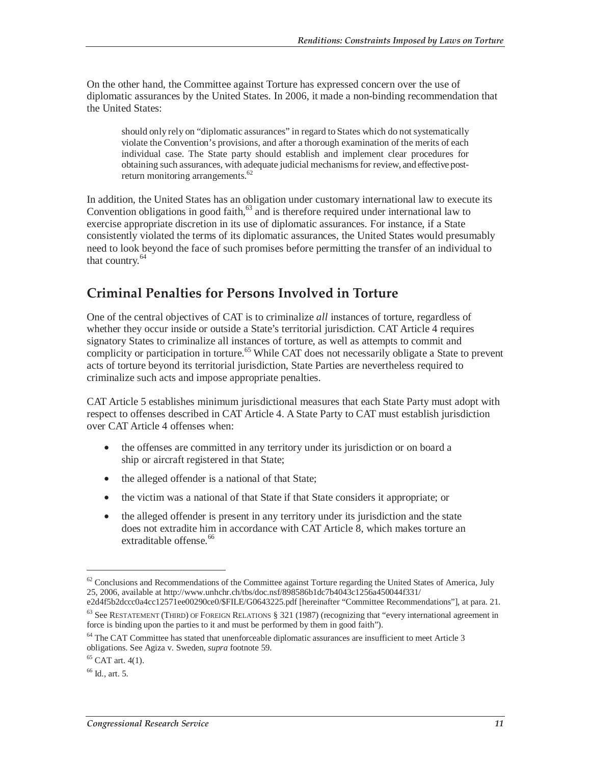On the other hand, the Committee against Torture has expressed concern over the use of diplomatic assurances by the United States. In 2006, it made a non-binding recommendation that the United States:

> should only rely on "diplomatic assurances" in regard to States which do not systematically violate the Convention's provisions, and after a thorough examination of the merits of each individual case. The State party should establish and implement clear procedures for obtaining such assurances, with adequate judicial mechanisms for review, and effective post-return monitoring arrangements.[62]

In addition, the United States has an obligation under customary international law to execute its Convention obligations in good faith,[63] and is therefore required under international law to exercise appropriate discretion in its use of diplomatic assurances. For instance, if a State consistently violated the terms of its diplomatic assurances, the United States would presumably need to look beyond the face of such promises before permitting the transfer of an individual to that country.[64]

## Criminal Penalties for Persons Involved in Torture

One of the central objectives of CAT is to criminalize *all* instances of torture, regardless of whether they occur inside or outside a State's territorial jurisdiction. CAT Article 4 requires signatory States to criminalize all instances of torture, as well as attempts to commit and complicity or participation in torture.[65] While CAT does not necessarily obligate a State to prevent acts of torture beyond its territorial jurisdiction, State Parties are nevertheless required to criminalize such acts and impose appropriate penalties.

CAT Article 5 establishes minimum jurisdictional measures that each State Party must adopt with respect to offenses described in CAT Article 4. A State Party to CAT must establish jurisdiction over CAT Article 4 offenses when:

- the offenses are committed in any territory under its jurisdiction or on board a ship or aircraft registered in that State;
- the alleged offender is a national of that State;
- the victim was a national of that State if that State considers it appropriate; or
- the alleged offender is present in any territory under its jurisdiction and the state does not extradite him in accordance with CAT Article 8, which makes torture an extraditable offense.[66]

---

[62] Conclusions and Recommendations of the Committee against Torture regarding the United States of America, July 25, 2006, available at http://www.unhchr.ch/tbs/doc.nsf/898586b1dc7b4043c1256a450044f331/e2d4f5b2dccc0a4cc12571ee00290ce0/$FILE/G0643225.pdf [hereinafter "Committee Recommendations"], at para. 21.

[63] See RESTATEMENT (THIRD) OF FOREIGN RELATIONS § 321 (1987) (recognizing that "every international agreement in force is binding upon the parties to it and must be performed by them in good faith").

[64] The CAT Committee has stated that unenforceable diplomatic assurances are insufficient to meet Article 3 obligations. See Agiza v. Sweden, *supra* footnote 59.

[65] CAT art. 4(1).

[66] Id., art. 5.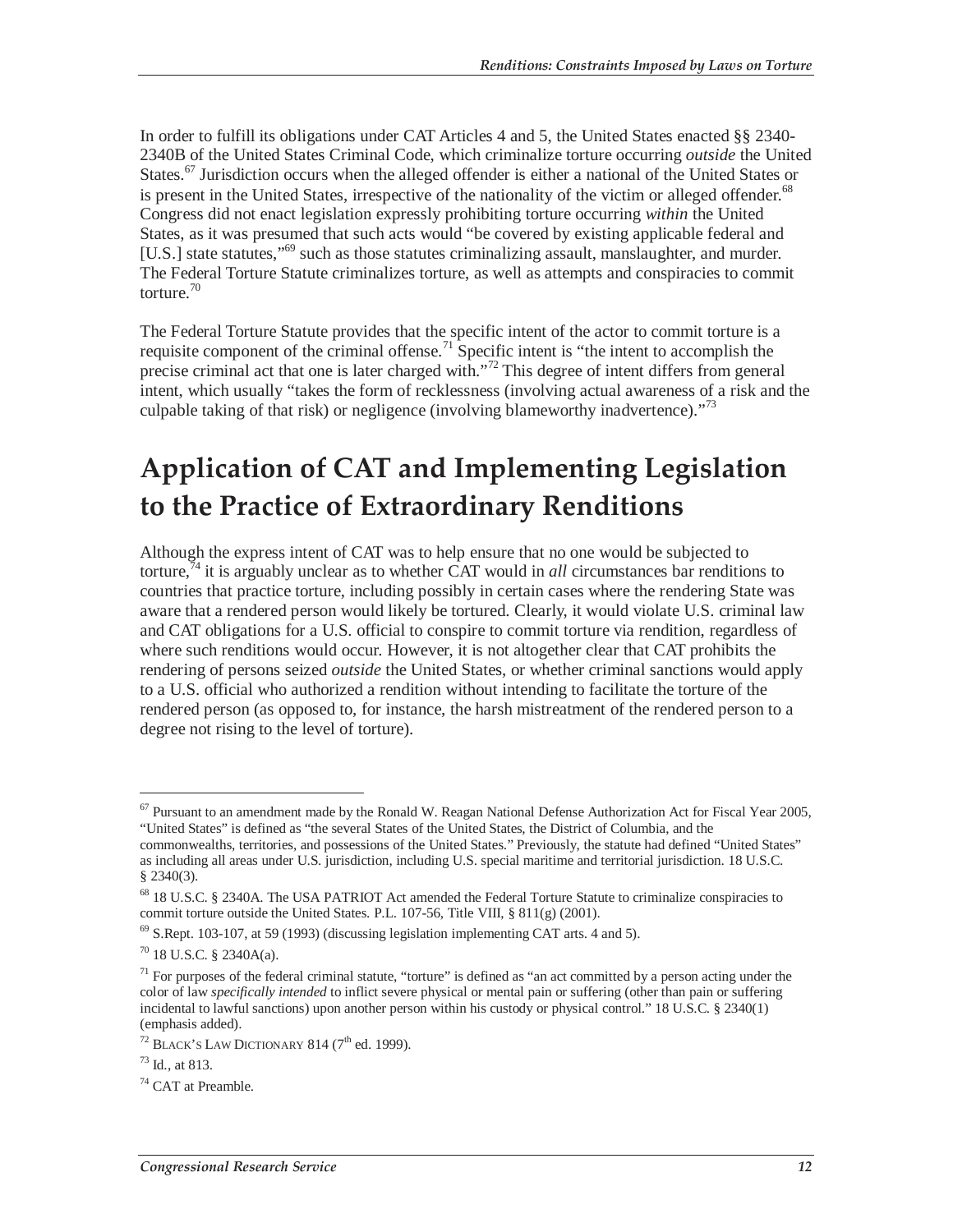In order to fulfill its obligations under CAT Articles 4 and 5, the United States enacted §§ 2340-2340B of the United States Criminal Code, which criminalize torture occurring *outside* the United States.[67] Jurisdiction occurs when the alleged offender is either a national of the United States or is present in the United States, irrespective of the nationality of the victim or alleged offender.[68] Congress did not enact legislation expressly prohibiting torture occurring *within* the United States, as it was presumed that such acts would "be covered by existing applicable federal and [U.S.] state statutes,"[69] such as those statutes criminalizing assault, manslaughter, and murder. The Federal Torture Statute criminalizes torture, as well as attempts and conspiracies to commit torture.[70]

The Federal Torture Statute provides that the specific intent of the actor to commit torture is a requisite component of the criminal offense.[71] Specific intent is "the intent to accomplish the precise criminal act that one is later charged with."[72] This degree of intent differs from general intent, which usually "takes the form of recklessness (involving actual awareness of a risk and the culpable taking of that risk) or negligence (involving blameworthy inadvertence)."[73]

# Application of CAT and Implementing Legislation to the Practice of Extraordinary Renditions

Although the express intent of CAT was to help ensure that no one would be subjected to torture,[74] it is arguably unclear as to whether CAT would in *all* circumstances bar renditions to countries that practice torture, including possibly in certain cases where the rendering State was aware that a rendered person would likely be tortured. Clearly, it would violate U.S. criminal law and CAT obligations for a U.S. official to conspire to commit torture via rendition, regardless of where such renditions would occur. However, it is not altogether clear that CAT prohibits the rendering of persons seized *outside* the United States, or whether criminal sanctions would apply to a U.S. official who authorized a rendition without intending to facilitate the torture of the rendered person (as opposed to, for instance, the harsh mistreatment of the rendered person to a degree not rising to the level of torture).

---

[67] Pursuant to an amendment made by the Ronald W. Reagan National Defense Authorization Act for Fiscal Year 2005, "United States" is defined as "the several States of the United States, the District of Columbia, and the commonwealths, territories, and possessions of the United States." Previously, the statute had defined "United States" as including all areas under U.S. jurisdiction, including U.S. special maritime and territorial jurisdiction. 18 U.S.C. § 2340(3).

[68] 18 U.S.C. § 2340A. The USA PATRIOT Act amended the Federal Torture Statute to criminalize conspiracies to commit torture outside the United States. P.L. 107-56, Title VIII, § 811(g) (2001).

[69] S.Rept. 103-107, at 59 (1993) (discussing legislation implementing CAT arts. 4 and 5).

[70] 18 U.S.C. § 2340A(a).

[71] For purposes of the federal criminal statute, "torture" is defined as "an act committed by a person acting under the color of law *specifically intended* to inflict severe physical or mental pain or suffering (other than pain or suffering incidental to lawful sanctions) upon another person within his custody or physical control." 18 U.S.C. § 2340(1) (emphasis added).

[72] BLACK'S LAW DICTIONARY 814 (7th ed. 1999).

[73] Id., at 813.

[74] CAT at Preamble.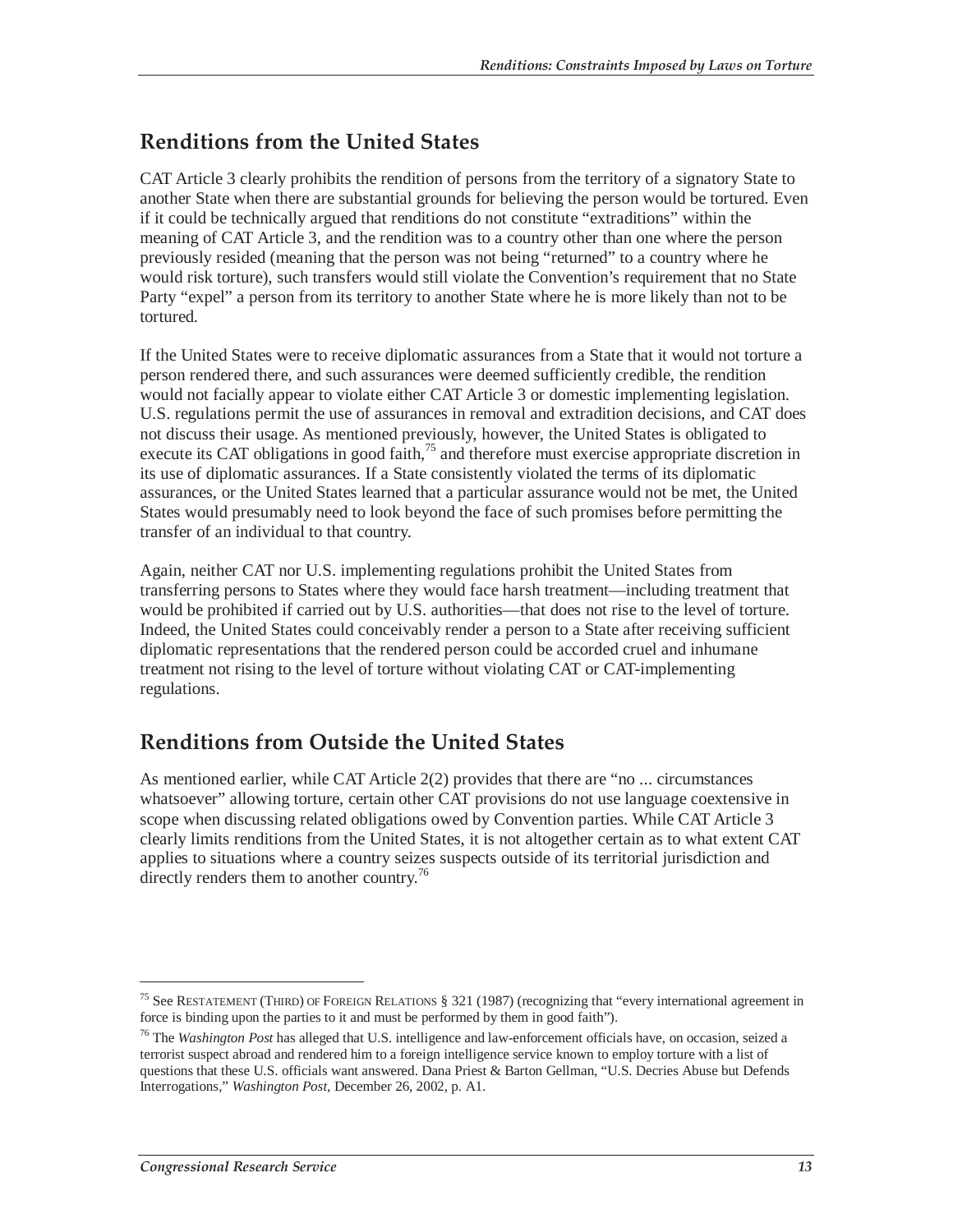## Renditions from the United States

CAT Article 3 clearly prohibits the rendition of persons from the territory of a signatory State to another State when there are substantial grounds for believing the person would be tortured. Even if it could be technically argued that renditions do not constitute "extraditions" within the meaning of CAT Article 3, and the rendition was to a country other than one where the person previously resided (meaning that the person was not being "returned" to a country where he would risk torture), such transfers would still violate the Convention's requirement that no State Party "expel" a person from its territory to another State where he is more likely than not to be tortured.

If the United States were to receive diplomatic assurances from a State that it would not torture a person rendered there, and such assurances were deemed sufficiently credible, the rendition would not facially appear to violate either CAT Article 3 or domestic implementing legislation. U.S. regulations permit the use of assurances in removal and extradition decisions, and CAT does not discuss their usage. As mentioned previously, however, the United States is obligated to execute its CAT obligations in good faith,[75] and therefore must exercise appropriate discretion in its use of diplomatic assurances. If a State consistently violated the terms of its diplomatic assurances, or the United States learned that a particular assurance would not be met, the United States would presumably need to look beyond the face of such promises before permitting the transfer of an individual to that country.

Again, neither CAT nor U.S. implementing regulations prohibit the United States from transferring persons to States where they would face harsh treatment—including treatment that would be prohibited if carried out by U.S. authorities—that does not rise to the level of torture. Indeed, the United States could conceivably render a person to a State after receiving sufficient diplomatic representations that the rendered person could be accorded cruel and inhumane treatment not rising to the level of torture without violating CAT or CAT-implementing regulations.

## Renditions from Outside the United States

As mentioned earlier, while CAT Article 2(2) provides that there are "no ... circumstances whatsoever" allowing torture, certain other CAT provisions do not use language coextensive in scope when discussing related obligations owed by Convention parties. While CAT Article 3 clearly limits renditions from the United States, it is not altogether certain as to what extent CAT applies to situations where a country seizes suspects outside of its territorial jurisdiction and directly renders them to another country.[76]

---

[75] See RESTATEMENT (THIRD) OF FOREIGN RELATIONS § 321 (1987) (recognizing that "every international agreement in force is binding upon the parties to it and must be performed by them in good faith").

[76] The *Washington Post* has alleged that U.S. intelligence and law-enforcement officials have, on occasion, seized a terrorist suspect abroad and rendered him to a foreign intelligence service known to employ torture with a list of questions that these U.S. officials want answered. Dana Priest & Barton Gellman, "U.S. Decries Abuse but Defends Interrogations," *Washington Post*, December 26, 2002, p. A1.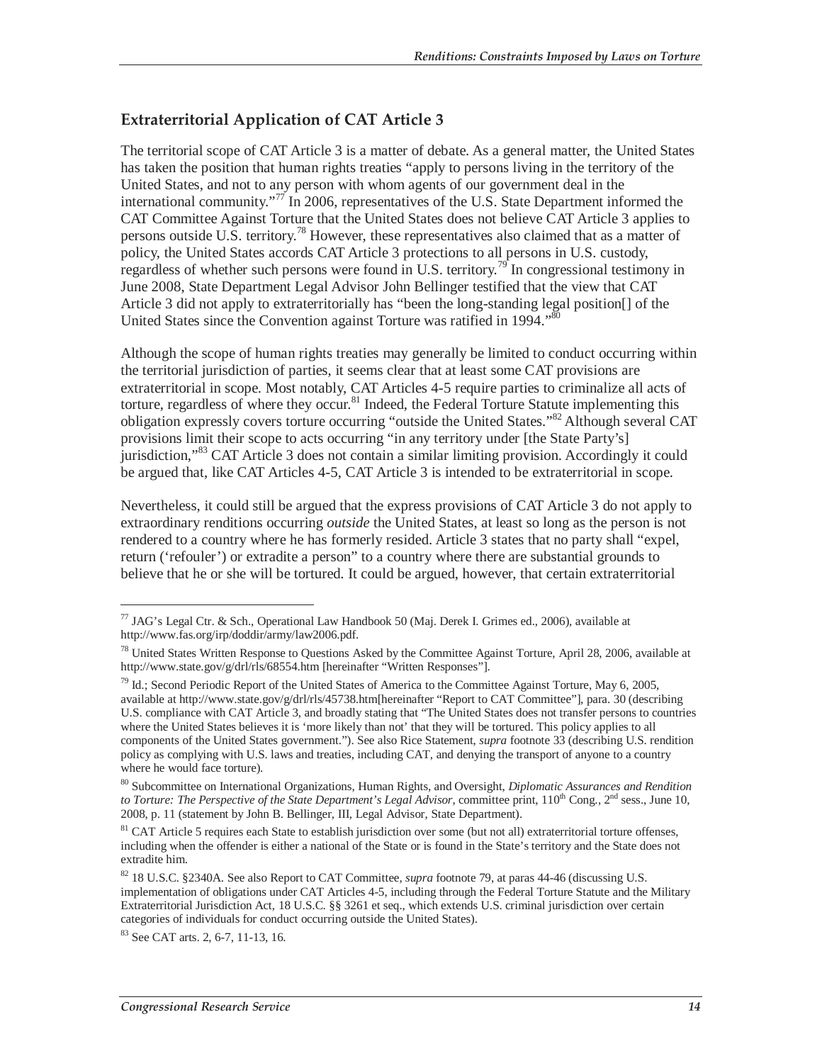## Extraterritorial Application of CAT Article 3

The territorial scope of CAT Article 3 is a matter of debate. As a general matter, the United States has taken the position that human rights treaties "apply to persons living in the territory of the United States, and not to any person with whom agents of our government deal in the international community."[77] In 2006, representatives of the U.S. State Department informed the CAT Committee Against Torture that the United States does not believe CAT Article 3 applies to persons outside U.S. territory.[78] However, these representatives also claimed that as a matter of policy, the United States accords CAT Article 3 protections to all persons in U.S. custody, regardless of whether such persons were found in U.S. territory.[79] In congressional testimony in June 2008, State Department Legal Advisor John Bellinger testified that the view that CAT Article 3 did not apply to extraterritorially has "been the long-standing legal position[] of the United States since the Convention against Torture was ratified in 1994."[80]

Although the scope of human rights treaties may generally be limited to conduct occurring within the territorial jurisdiction of parties, it seems clear that at least some CAT provisions are extraterritorial in scope. Most notably, CAT Articles 4-5 require parties to criminalize all acts of torture, regardless of where they occur.[81] Indeed, the Federal Torture Statute implementing this obligation expressly covers torture occurring "outside the United States."[82] Although several CAT provisions limit their scope to acts occurring "in any territory under [the State Party's] jurisdiction,"[83] CAT Article 3 does not contain a similar limiting provision. Accordingly it could be argued that, like CAT Articles 4-5, CAT Article 3 is intended to be extraterritorial in scope.

Nevertheless, it could still be argued that the express provisions of CAT Article 3 do not apply to extraordinary renditions occurring *outside* the United States, at least so long as the person is not rendered to a country where he has formerly resided. Article 3 states that no party shall "expel, return ('refouler') or extradite a person" to a country where there are substantial grounds to believe that he or she will be tortured. It could be argued, however, that certain extraterritorial

---

[77] JAG's Legal Ctr. & Sch., Operational Law Handbook 50 (Maj. Derek I. Grimes ed., 2006), available at http://www.fas.org/irp/doddir/army/law2006.pdf.

[78] United States Written Response to Questions Asked by the Committee Against Torture, April 28, 2006, available at http://www.state.gov/g/drl/rls/68554.htm [hereinafter "Written Responses"].

[79] Id.; Second Periodic Report of the United States of America to the Committee Against Torture, May 6, 2005, available at http://www.state.gov/g/drl/rls/45738.htm[hereinafter "Report to CAT Committee"], para. 30 (describing U.S. compliance with CAT Article 3, and broadly stating that "The United States does not transfer persons to countries where the United States believes it is 'more likely than not' that they will be tortured. This policy applies to all components of the United States government."). See also Rice Statement, *supra* footnote 33 (describing U.S. rendition policy as complying with U.S. laws and treaties, including CAT, and denying the transport of anyone to a country where he would face torture).

[80] Subcommittee on International Organizations, Human Rights, and Oversight, *Diplomatic Assurances and Rendition to Torture: The Perspective of the State Department's Legal Advisor*, committee print, 110th Cong., 2nd sess., June 10, 2008, p. 11 (statement by John B. Bellinger, III, Legal Advisor, State Department).

[81] CAT Article 5 requires each State to establish jurisdiction over some (but not all) extraterritorial torture offenses, including when the offender is either a national of the State or is found in the State's territory and the State does not extradite him.

[82] 18 U.S.C. §2340A. See also Report to CAT Committee, *supra* footnote 79, at paras 44-46 (discussing U.S. implementation of obligations under CAT Articles 4-5, including through the Federal Torture Statute and the Military Extraterritorial Jurisdiction Act, 18 U.S.C. §§ 3261 et seq., which extends U.S. criminal jurisdiction over certain categories of individuals for conduct occurring outside the United States).

[83] See CAT arts. 2, 6-7, 11-13, 16.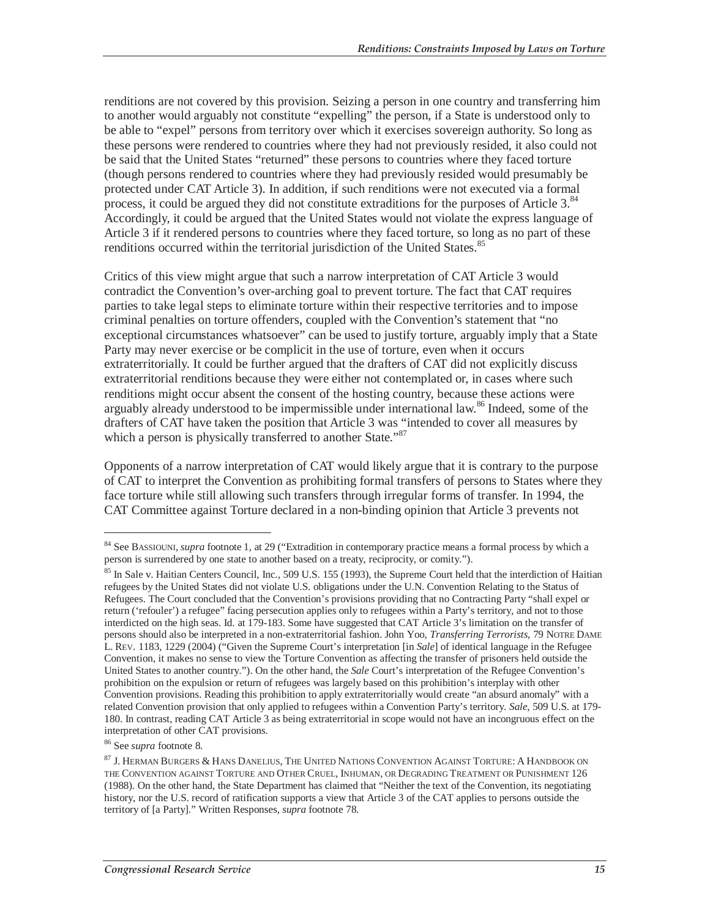renditions are not covered by this provision. Seizing a person in one country and transferring him to another would arguably not constitute "expelling" the person, if a State is understood only to be able to "expel" persons from territory over which it exercises sovereign authority. So long as these persons were rendered to countries where they had not previously resided, it also could not be said that the United States "returned" these persons to countries where they faced torture (though persons rendered to countries where they had previously resided would presumably be protected under CAT Article 3). In addition, if such renditions were not executed via a formal process, it could be argued they did not constitute extraditions for the purposes of Article 3.[84] Accordingly, it could be argued that the United States would not violate the express language of Article 3 if it rendered persons to countries where they faced torture, so long as no part of these renditions occurred within the territorial jurisdiction of the United States.[85]

Critics of this view might argue that such a narrow interpretation of CAT Article 3 would contradict the Convention's over-arching goal to prevent torture. The fact that CAT requires parties to take legal steps to eliminate torture within their respective territories and to impose criminal penalties on torture offenders, coupled with the Convention's statement that "no exceptional circumstances whatsoever" can be used to justify torture, arguably imply that a State Party may never exercise or be complicit in the use of torture, even when it occurs extraterritorially. It could be further argued that the drafters of CAT did not explicitly discuss extraterritorial renditions because they were either not contemplated or, in cases where such renditions might occur absent the consent of the hosting country, because these actions were arguably already understood to be impermissible under international law.[86] Indeed, some of the drafters of CAT have taken the position that Article 3 was "intended to cover all measures by which a person is physically transferred to another State."[87]

Opponents of a narrow interpretation of CAT would likely argue that it is contrary to the purpose of CAT to interpret the Convention as prohibiting formal transfers of persons to States where they face torture while still allowing such transfers through irregular forms of transfer. In 1994, the CAT Committee against Torture declared in a non-binding opinion that Article 3 prevents not

---

[84] See BASSIOUNI, *supra* footnote 1, at 29 ("Extradition in contemporary practice means a formal process by which a person is surrendered by one state to another based on a treaty, reciprocity, or comity.").

[85] In Sale v. Haitian Centers Council, Inc., 509 U.S. 155 (1993), the Supreme Court held that the interdiction of Haitian refugees by the United States did not violate U.S. obligations under the U.N. Convention Relating to the Status of Refugees. The Court concluded that the Convention's provisions providing that no Contracting Party "shall expel or return ('refouler') a refugee" facing persecution applies only to refugees within a Party's territory, and not to those interdicted on the high seas. Id. at 179-183. Some have suggested that CAT Article 3's limitation on the transfer of persons should also be interpreted in a non-extraterritorial fashion. John Yoo, *Transferring Terrorists*, 79 NOTRE DAME L. REV. 1183, 1229 (2004) ("Given the Supreme Court's interpretation [in *Sale*] of identical language in the Refugee Convention, it makes no sense to view the Torture Convention as affecting the transfer of prisoners held outside the United States to another country."). On the other hand, the *Sale* Court's interpretation of the Refugee Convention's prohibition on the expulsion or return of refugees was largely based on this prohibition's interplay with other Convention provisions. Reading this prohibition to apply extraterritorially would create "an absurd anomaly" with a related Convention provision that only applied to refugees within a Convention Party's territory. *Sale*, 509 U.S. at 179-180. In contrast, reading CAT Article 3 as being extraterritorial in scope would not have an incongruous effect on the interpretation of other CAT provisions.

[86] See *supra* footnote 8.

[87] J. HERMAN BURGERS & HANS DANELIUS, THE UNITED NATIONS CONVENTION AGAINST TORTURE: A HANDBOOK ON THE CONVENTION AGAINST TORTURE AND OTHER CRUEL, INHUMAN, OR DEGRADING TREATMENT OR PUNISHMENT 126 (1988). On the other hand, the State Department has claimed that "Neither the text of the Convention, its negotiating history, nor the U.S. record of ratification supports a view that Article 3 of the CAT applies to persons outside the territory of [a Party]." Written Responses, *supra* footnote 78.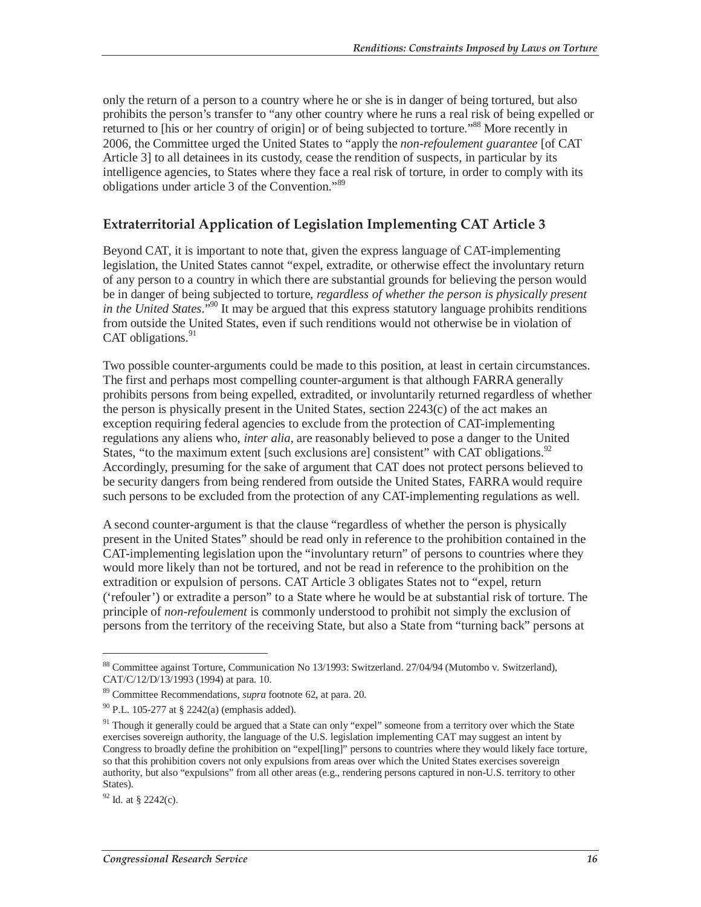only the return of a person to a country where he or she is in danger of being tortured, but also prohibits the person's transfer to "any other country where he runs a real risk of being expelled or returned to [his or her country of origin] or of being subjected to torture."[88] More recently in 2006, the Committee urged the United States to "apply the *non-refoulement guarantee* [of CAT Article 3] to all detainees in its custody, cease the rendition of suspects, in particular by its intelligence agencies, to States where they face a real risk of torture, in order to comply with its obligations under article 3 of the Convention."[89]

## Extraterritorial Application of Legislation Implementing CAT Article 3

Beyond CAT, it is important to note that, given the express language of CAT-implementing legislation, the United States cannot "expel, extradite, or otherwise effect the involuntary return of any person to a country in which there are substantial grounds for believing the person would be in danger of being subjected to torture, *regardless of whether the person is physically present in the United States*."[90] It may be argued that this express statutory language prohibits renditions from outside the United States, even if such renditions would not otherwise be in violation of CAT obligations.[91]

Two possible counter-arguments could be made to this position, at least in certain circumstances. The first and perhaps most compelling counter-argument is that although FARRA generally prohibits persons from being expelled, extradited, or involuntarily returned regardless of whether the person is physically present in the United States, section 2243(c) of the act makes an exception requiring federal agencies to exclude from the protection of CAT-implementing regulations any aliens who, *inter alia*, are reasonably believed to pose a danger to the United States, "to the maximum extent [such exclusions are] consistent" with CAT obligations.[92] Accordingly, presuming for the sake of argument that CAT does not protect persons believed to be security dangers from being rendered from outside the United States, FARRA would require such persons to be excluded from the protection of any CAT-implementing regulations as well.

A second counter-argument is that the clause "regardless of whether the person is physically present in the United States" should be read only in reference to the prohibition contained in the CAT-implementing legislation upon the "involuntary return" of persons to countries where they would more likely than not be tortured, and not be read in reference to the prohibition on the extradition or expulsion of persons. CAT Article 3 obligates States not to "expel, return ('refouler') or extradite a person" to a State where he would be at substantial risk of torture. The principle of *non-refoulement* is commonly understood to prohibit not simply the exclusion of persons from the territory of the receiving State, but also a State from "turning back" persons at

---

[88] Committee against Torture, Communication No 13/1993: Switzerland. 27/04/94 (Mutombo v. Switzerland), CAT/C/12/D/13/1993 (1994) at para. 10.

[89] Committee Recommendations, *supra* footnote 62, at para. 20.

[90] P.L. 105-277 at § 2242(a) (emphasis added).

[91] Though it generally could be argued that a State can only "expel" someone from a territory over which the State exercises sovereign authority, the language of the U.S. legislation implementing CAT may suggest an intent by Congress to broadly define the prohibition on "expel[ling]" persons to countries where they would likely face torture, so that this prohibition covers not only expulsions from areas over which the United States exercises sovereign authority, but also "expulsions" from all other areas (e.g., rendering persons captured in non-U.S. territory to other States).

[92] Id. at § 2242(c).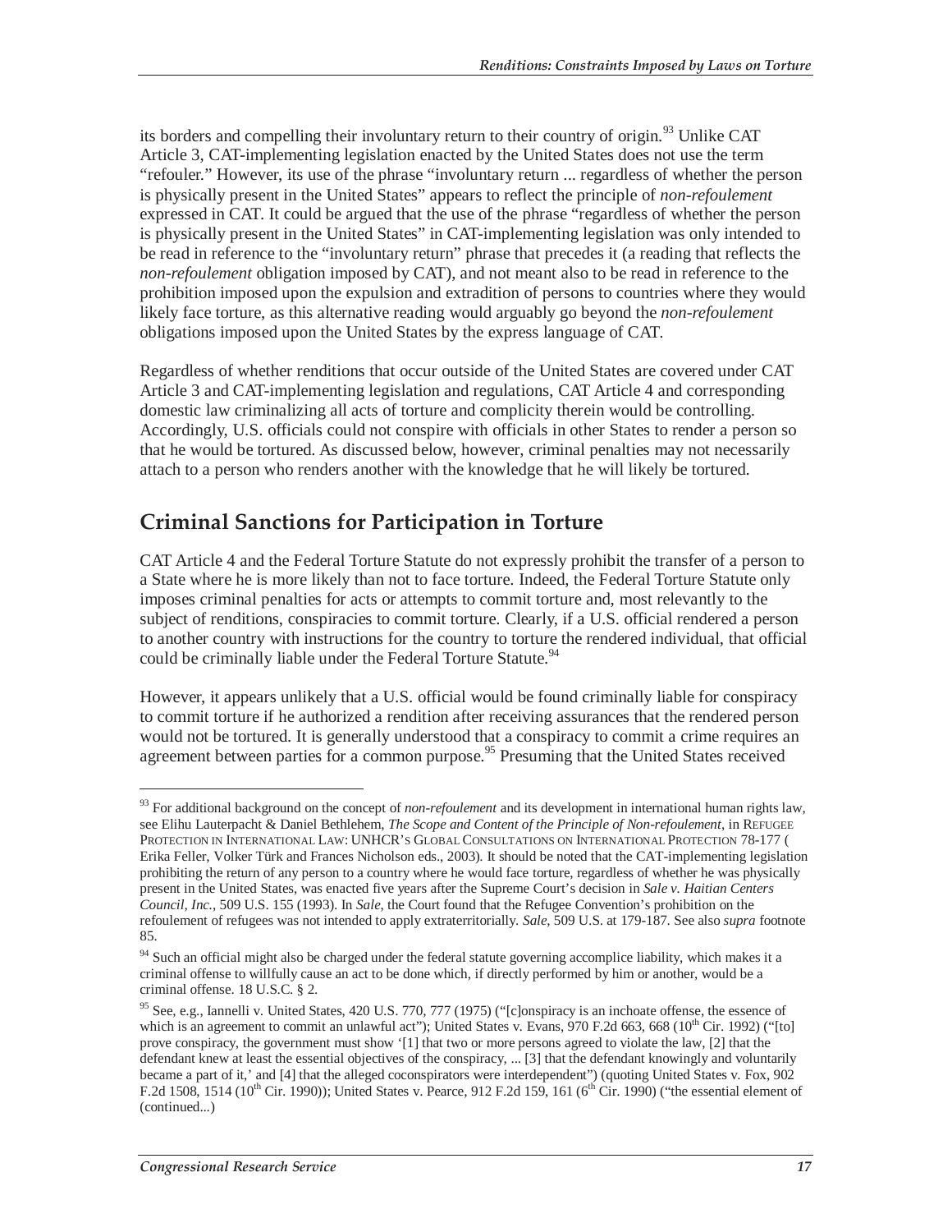its borders and compelling their involuntary return to their country of origin.[93] Unlike CAT Article 3, CAT-implementing legislation enacted by the United States does not use the term "refouler." However, its use of the phrase "involuntary return ... regardless of whether the person is physically present in the United States" appears to reflect the principle of *non-refoulement* expressed in CAT. It could be argued that the use of the phrase "regardless of whether the person is physically present in the United States" in CAT-implementing legislation was only intended to be read in reference to the "involuntary return" phrase that precedes it (a reading that reflects the *non-refoulement* obligation imposed by CAT), and not meant also to be read in reference to the prohibition imposed upon the expulsion and extradition of persons to countries where they would likely face torture, as this alternative reading would arguably go beyond the *non-refoulement* obligations imposed upon the United States by the express language of CAT.

Regardless of whether renditions that occur outside of the United States are covered under CAT Article 3 and CAT-implementing legislation and regulations, CAT Article 4 and corresponding domestic law criminalizing all acts of torture and complicity therein would be controlling. Accordingly, U.S. officials could not conspire with officials in other States to render a person so that he would be tortured. As discussed below, however, criminal penalties may not necessarily attach to a person who renders another with the knowledge that he will likely be tortured.

## Criminal Sanctions for Participation in Torture

CAT Article 4 and the Federal Torture Statute do not expressly prohibit the transfer of a person to a State where he is more likely than not to face torture. Indeed, the Federal Torture Statute only imposes criminal penalties for acts or attempts to commit torture and, most relevantly to the subject of renditions, conspiracies to commit torture. Clearly, if a U.S. official rendered a person to another country with instructions for the country to torture the rendered individual, that official could be criminally liable under the Federal Torture Statute.[94]

However, it appears unlikely that a U.S. official would be found criminally liable for conspiracy to commit torture if he authorized a rendition after receiving assurances that the rendered person would not be tortured. It is generally understood that a conspiracy to commit a crime requires an agreement between parties for a common purpose.[95] Presuming that the United States received

---

[93] For additional background on the concept of *non-refoulement* and its development in international human rights law, see Elihu Lauterpacht & Daniel Bethlehem, *The Scope and Content of the Principle of Non-refoulement*, in REFUGEE PROTECTION IN INTERNATIONAL LAW: UNHCR'S GLOBAL CONSULTATIONS ON INTERNATIONAL PROTECTION 78-177 ( Erika Feller, Volker Türk and Frances Nicholson eds., 2003). It should be noted that the CAT-implementing legislation prohibiting the return of any person to a country where he would face torture, regardless of whether he was physically present in the United States, was enacted five years after the Supreme Court's decision in *Sale v. Haitian Centers Council, Inc.*, 509 U.S. 155 (1993). In *Sale*, the Court found that the Refugee Convention's prohibition on the refoulement of refugees was not intended to apply extraterritorially. *Sale*, 509 U.S. at 179-187. See also *supra* footnote 85.

[94] Such an official might also be charged under the federal statute governing accomplice liability, which makes it a criminal offense to willfully cause an act to be done which, if directly performed by him or another, would be a criminal offense. 18 U.S.C. § 2.

[95] See, e.g., Iannelli v. United States, 420 U.S. 770, 777 (1975) ("[c]onspiracy is an inchoate offense, the essence of which is an agreement to commit an unlawful act"); United States v. Evans, 970 F.2d 663, 668 (10th Cir. 1992) ("[to] prove conspiracy, the government must show '[1] that two or more persons agreed to violate the law, [2] that the defendant knew at least the essential objectives of the conspiracy, ... [3] that the defendant knowingly and voluntarily became a part of it,' and [4] that the alleged coconspirators were interdependent") (quoting United States v. Fox, 902 F.2d 1508, 1514 (10th Cir. 1990)); United States v. Pearce, 912 F.2d 159, 161 (6th Cir. 1990) ("the essential element of (continued...)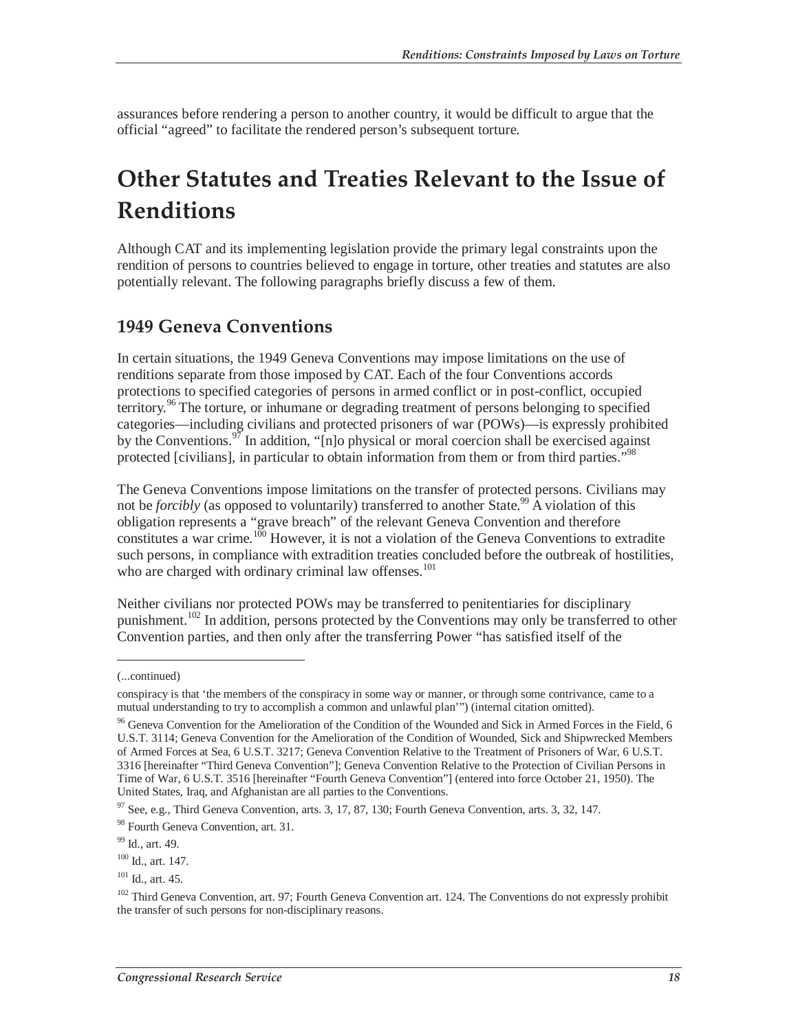assurances before rendering a person to another country, it would be difficult to argue that the official "agreed" to facilitate the rendered person's subsequent torture.

# Other Statutes and Treaties Relevant to the Issue of Renditions

Although CAT and its implementing legislation provide the primary legal constraints upon the rendition of persons to countries believed to engage in torture, other treaties and statutes are also potentially relevant. The following paragraphs briefly discuss a few of them.

## 1949 Geneva Conventions

In certain situations, the 1949 Geneva Conventions may impose limitations on the use of renditions separate from those imposed by CAT. Each of the four Conventions accords protections to specified categories of persons in armed conflict or in post-conflict, occupied territory.[96] The torture, or inhumane or degrading treatment of persons belonging to specified categories—including civilians and protected prisoners of war (POWs)—is expressly prohibited by the Conventions.[97] In addition, "[n]o physical or moral coercion shall be exercised against protected [civilians], in particular to obtain information from them or from third parties."[98]

The Geneva Conventions impose limitations on the transfer of protected persons. Civilians may not be *forcibly* (as opposed to voluntarily) transferred to another State.[99] A violation of this obligation represents a "grave breach" of the relevant Geneva Convention and therefore constitutes a war crime.[100] However, it is not a violation of the Geneva Conventions to extradite such persons, in compliance with extradition treaties concluded before the outbreak of hostilities, who are charged with ordinary criminal law offenses.[101]

Neither civilians nor protected POWs may be transferred to penitentiaries for disciplinary punishment.[102] In addition, persons protected by the Conventions may only be transferred to other Convention parties, and then only after the transferring Power "has satisfied itself of the

---

(...continued)

conspiracy is that 'the members of the conspiracy in some way or manner, or through some contrivance, came to a mutual understanding to try to accomplish a common and unlawful plan'") (internal citation omitted).

[96] Geneva Convention for the Amelioration of the Condition of the Wounded and Sick in Armed Forces in the Field, 6 U.S.T. 3114; Geneva Convention for the Amelioration of the Condition of Wounded, Sick and Shipwrecked Members of Armed Forces at Sea, 6 U.S.T. 3217; Geneva Convention Relative to the Treatment of Prisoners of War, 6 U.S.T. 3316 [hereinafter "Third Geneva Convention"]; Geneva Convention Relative to the Protection of Civilian Persons in Time of War, 6 U.S.T. 3516 [hereinafter "Fourth Geneva Convention"] (entered into force October 21, 1950). The United States, Iraq, and Afghanistan are all parties to the Conventions.

[97] See, e.g., Third Geneva Convention, arts. 3, 17, 87, 130; Fourth Geneva Convention, arts. 3, 32, 147.

[98] Fourth Geneva Convention, art. 31.

[99] Id., art. 49.

[100] Id., art. 147.

[101] Id., art. 45.

[102] Third Geneva Convention, art. 97; Fourth Geneva Convention art. 124. The Conventions do not expressly prohibit the transfer of such persons for non-disciplinary reasons.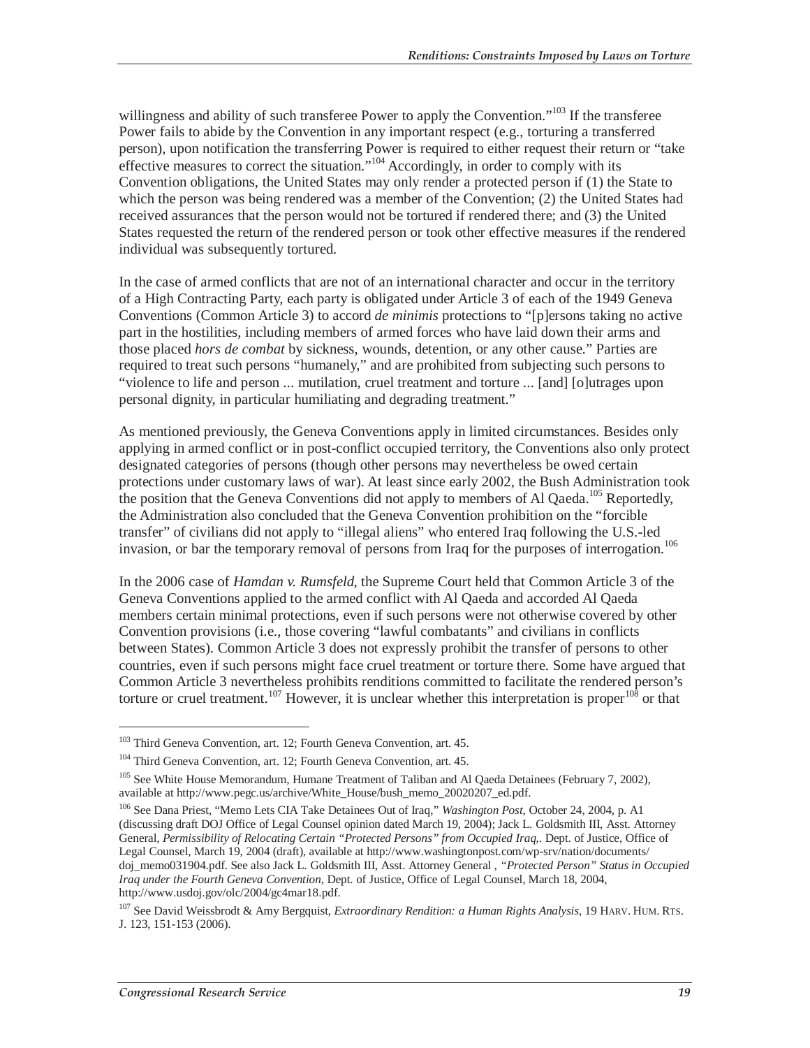willingness and ability of such transferee Power to apply the Convention."[103] If the transferee Power fails to abide by the Convention in any important respect (e.g., torturing a transferred person), upon notification the transferring Power is required to either request their return or "take effective measures to correct the situation."[104] Accordingly, in order to comply with its Convention obligations, the United States may only render a protected person if (1) the State to which the person was being rendered was a member of the Convention; (2) the United States had received assurances that the person would not be tortured if rendered there; and (3) the United States requested the return of the rendered person or took other effective measures if the rendered individual was subsequently tortured.

In the case of armed conflicts that are not of an international character and occur in the territory of a High Contracting Party, each party is obligated under Article 3 of each of the 1949 Geneva Conventions (Common Article 3) to accord *de minimis* protections to "[p]ersons taking no active part in the hostilities, including members of armed forces who have laid down their arms and those placed *hors de combat* by sickness, wounds, detention, or any other cause." Parties are required to treat such persons "humanely," and are prohibited from subjecting such persons to "violence to life and person ... mutilation, cruel treatment and torture ... [and] [o]utrages upon personal dignity, in particular humiliating and degrading treatment."

As mentioned previously, the Geneva Conventions apply in limited circumstances. Besides only applying in armed conflict or in post-conflict occupied territory, the Conventions also only protect designated categories of persons (though other persons may nevertheless be owed certain protections under customary laws of war). At least since early 2002, the Bush Administration took the position that the Geneva Conventions did not apply to members of Al Qaeda.[105] Reportedly, the Administration also concluded that the Geneva Convention prohibition on the "forcible transfer" of civilians did not apply to "illegal aliens" who entered Iraq following the U.S.-led invasion, or bar the temporary removal of persons from Iraq for the purposes of interrogation.[106]

In the 2006 case of *Hamdan v. Rumsfeld*, the Supreme Court held that Common Article 3 of the Geneva Conventions applied to the armed conflict with Al Qaeda and accorded Al Qaeda members certain minimal protections, even if such persons were not otherwise covered by other Convention provisions (i.e., those covering "lawful combatants" and civilians in conflicts between States). Common Article 3 does not expressly prohibit the transfer of persons to other countries, even if such persons might face cruel treatment or torture there. Some have argued that Common Article 3 nevertheless prohibits renditions committed to facilitate the rendered person's torture or cruel treatment.[107] However, it is unclear whether this interpretation is proper[108] or that

---

[103] Third Geneva Convention, art. 12; Fourth Geneva Convention, art. 45.

[104] Third Geneva Convention, art. 12; Fourth Geneva Convention, art. 45.

[105] See White House Memorandum, Humane Treatment of Taliban and Al Qaeda Detainees (February 7, 2002), available at http://www.pegc.us/archive/White_House/bush_memo_20020207_ed.pdf.

[106] See Dana Priest, "Memo Lets CIA Take Detainees Out of Iraq," *Washington Post*, October 24, 2004, p. A1 (discussing draft DOJ Office of Legal Counsel opinion dated March 19, 2004); Jack L. Goldsmith III, Asst. Attorney General, *Permissibility of Relocating Certain "Protected Persons" from Occupied Iraq*,. Dept. of Justice, Office of Legal Counsel, March 19, 2004 (draft), available at http://www.washingtonpost.com/wp-srv/nation/documents/doj_memo031904.pdf. See also Jack L. Goldsmith III, Asst. Attorney General , *"Protected Person" Status in Occupied Iraq under the Fourth Geneva Convention*, Dept. of Justice, Office of Legal Counsel, March 18, 2004, http://www.usdoj.gov/olc/2004/gc4mar18.pdf.

[107] See David Weissbrodt & Amy Bergquist, *Extraordinary Rendition: a Human Rights Analysis*, 19 HARV. HUM. RTS. J. 123, 151-153 (2006).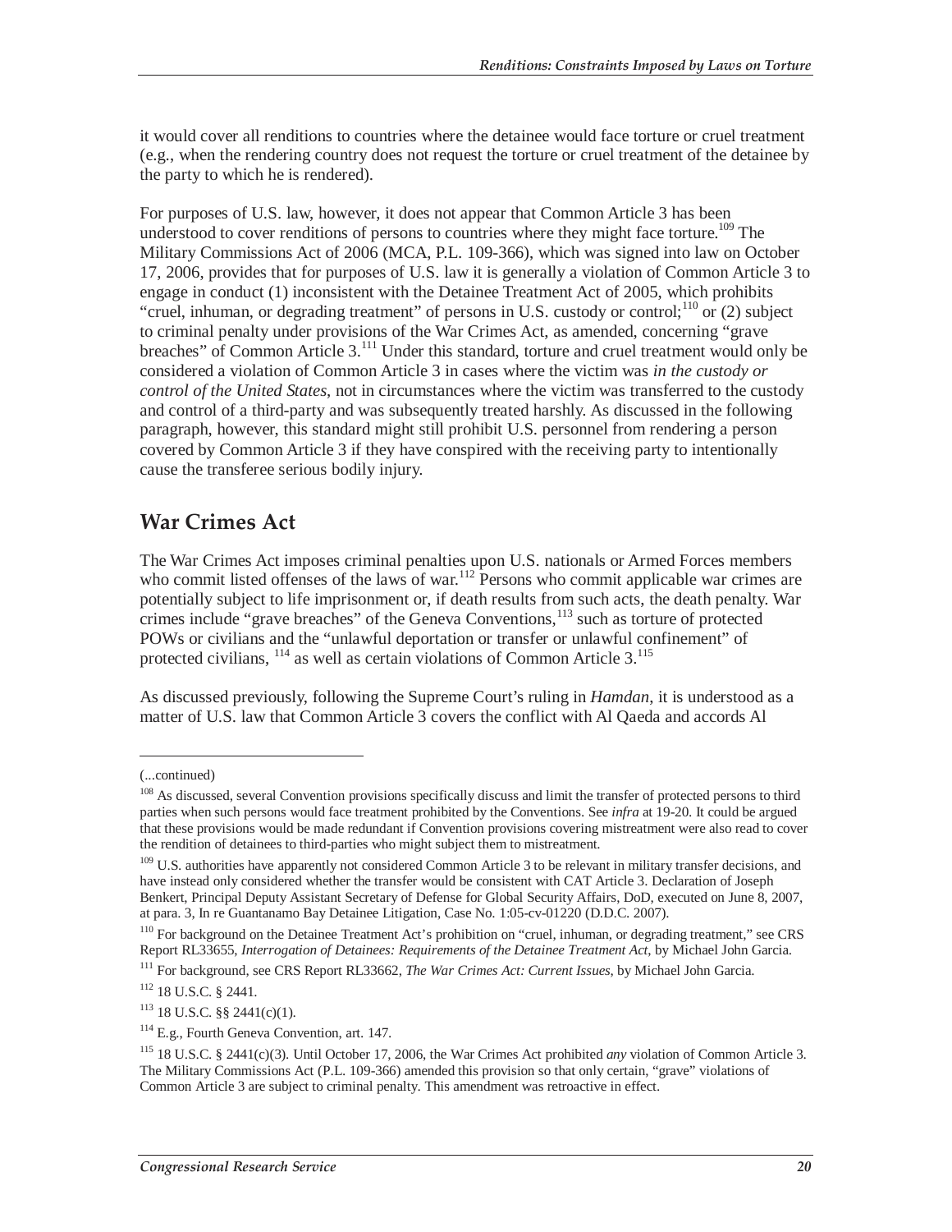it would cover all renditions to countries where the detainee would face torture or cruel treatment (e.g., when the rendering country does not request the torture or cruel treatment of the detainee by the party to which he is rendered).

For purposes of U.S. law, however, it does not appear that Common Article 3 has been understood to cover renditions of persons to countries where they might face torture.[109] The Military Commissions Act of 2006 (MCA, P.L. 109-366), which was signed into law on October 17, 2006, provides that for purposes of U.S. law it is generally a violation of Common Article 3 to engage in conduct (1) inconsistent with the Detainee Treatment Act of 2005, which prohibits "cruel, inhuman, or degrading treatment" of persons in U.S. custody or control;[110] or (2) subject to criminal penalty under provisions of the War Crimes Act, as amended, concerning "grave breaches" of Common Article 3.[111] Under this standard, torture and cruel treatment would only be considered a violation of Common Article 3 in cases where the victim was *in the custody or control of the United States*, not in circumstances where the victim was transferred to the custody and control of a third-party and was subsequently treated harshly. As discussed in the following paragraph, however, this standard might still prohibit U.S. personnel from rendering a person covered by Common Article 3 if they have conspired with the receiving party to intentionally cause the transferee serious bodily injury.

## War Crimes Act

The War Crimes Act imposes criminal penalties upon U.S. nationals or Armed Forces members who commit listed offenses of the laws of war.[112] Persons who commit applicable war crimes are potentially subject to life imprisonment or, if death results from such acts, the death penalty. War crimes include "grave breaches" of the Geneva Conventions,[113] such as torture of protected POWs or civilians and the "unlawful deportation or transfer or unlawful confinement" of protected civilians, [114] as well as certain violations of Common Article 3.[115]

As discussed previously, following the Supreme Court's ruling in *Hamdan*, it is understood as a matter of U.S. law that Common Article 3 covers the conflict with Al Qaeda and accords Al

(...continued)

[108] As discussed, several Convention provisions specifically discuss and limit the transfer of protected persons to third parties when such persons would face treatment prohibited by the Conventions. See *infra* at 19-20. It could be argued that these provisions would be made redundant if Convention provisions covering mistreatment were also read to cover the rendition of detainees to third-parties who might subject them to mistreatment.

[109] U.S. authorities have apparently not considered Common Article 3 to be relevant in military transfer decisions, and have instead only considered whether the transfer would be consistent with CAT Article 3. Declaration of Joseph Benkert, Principal Deputy Assistant Secretary of Defense for Global Security Affairs, DoD, executed on June 8, 2007, at para. 3, In re Guantanamo Bay Detainee Litigation, Case No. 1:05-cv-01220 (D.D.C. 2007).

[110] For background on the Detainee Treatment Act's prohibition on "cruel, inhuman, or degrading treatment," see CRS Report RL33655, *Interrogation of Detainees: Requirements of the Detainee Treatment Act*, by Michael John Garcia.

[111] For background, see CRS Report RL33662, *The War Crimes Act: Current Issues*, by Michael John Garcia.

[112] 18 U.S.C. § 2441.

[113] 18 U.S.C. §§ 2441(c)(1).

[114] E.g., Fourth Geneva Convention, art. 147.

[115] 18 U.S.C. § 2441(c)(3). Until October 17, 2006, the War Crimes Act prohibited *any* violation of Common Article 3. The Military Commissions Act (P.L. 109-366) amended this provision so that only certain, "grave" violations of Common Article 3 are subject to criminal penalty. This amendment was retroactive in effect.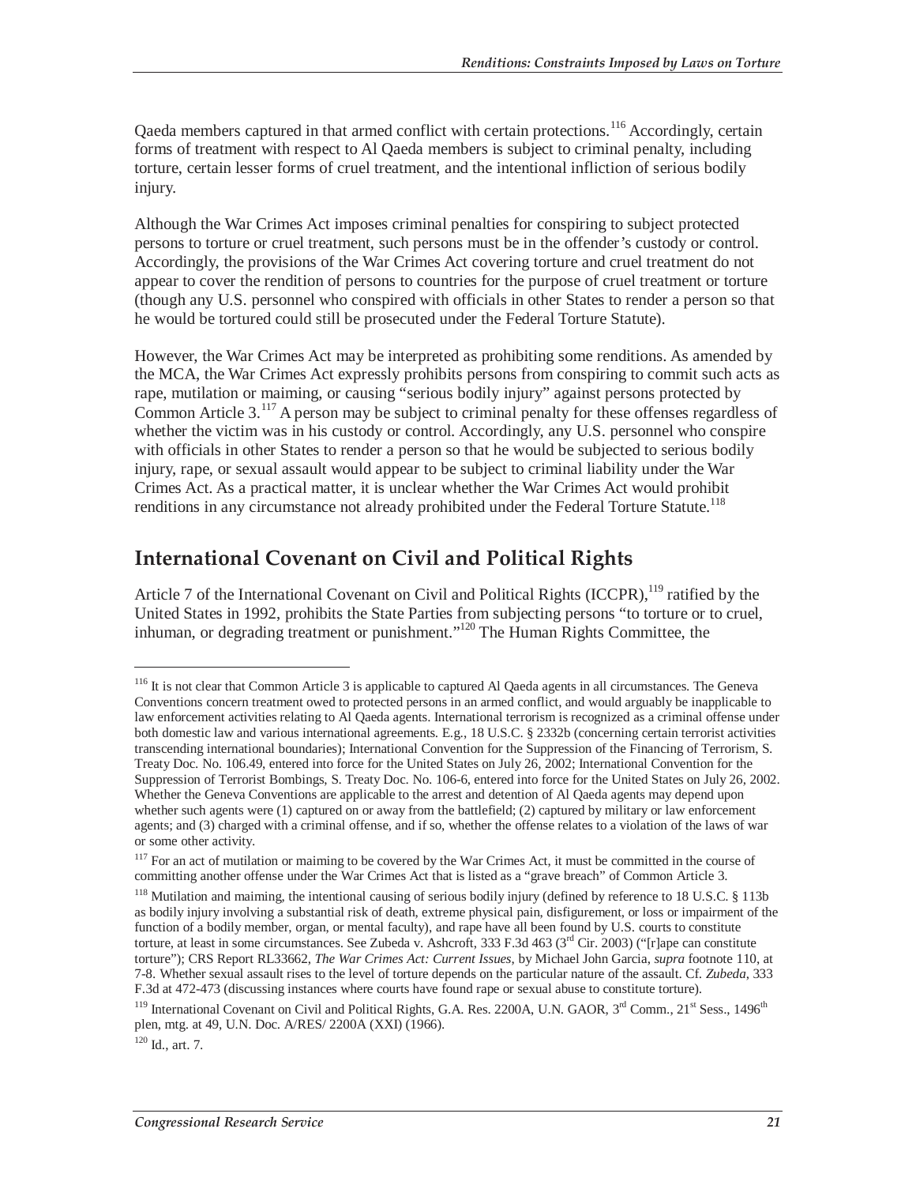Qaeda members captured in that armed conflict with certain protections.[116] Accordingly, certain forms of treatment with respect to Al Qaeda members is subject to criminal penalty, including torture, certain lesser forms of cruel treatment, and the intentional infliction of serious bodily injury.

Although the War Crimes Act imposes criminal penalties for conspiring to subject protected persons to torture or cruel treatment, such persons must be in the offender's custody or control. Accordingly, the provisions of the War Crimes Act covering torture and cruel treatment do not appear to cover the rendition of persons to countries for the purpose of cruel treatment or torture (though any U.S. personnel who conspired with officials in other States to render a person so that he would be tortured could still be prosecuted under the Federal Torture Statute).

However, the War Crimes Act may be interpreted as prohibiting some renditions. As amended by the MCA, the War Crimes Act expressly prohibits persons from conspiring to commit such acts as rape, mutilation or maiming, or causing "serious bodily injury" against persons protected by Common Article 3.[117] A person may be subject to criminal penalty for these offenses regardless of whether the victim was in his custody or control. Accordingly, any U.S. personnel who conspire with officials in other States to render a person so that he would be subjected to serious bodily injury, rape, or sexual assault would appear to be subject to criminal liability under the War Crimes Act. As a practical matter, it is unclear whether the War Crimes Act would prohibit renditions in any circumstance not already prohibited under the Federal Torture Statute.[118]

## International Covenant on Civil and Political Rights

Article 7 of the International Covenant on Civil and Political Rights (ICCPR),[119] ratified by the United States in 1992, prohibits the State Parties from subjecting persons "to torture or to cruel, inhuman, or degrading treatment or punishment."[120] The Human Rights Committee, the

---

[116] It is not clear that Common Article 3 is applicable to captured Al Qaeda agents in all circumstances. The Geneva Conventions concern treatment owed to protected persons in an armed conflict, and would arguably be inapplicable to law enforcement activities relating to Al Qaeda agents. International terrorism is recognized as a criminal offense under both domestic law and various international agreements. E.g., 18 U.S.C. § 2332b (concerning certain terrorist activities transcending international boundaries); International Convention for the Suppression of the Financing of Terrorism, S. Treaty Doc. No. 106.49, entered into force for the United States on July 26, 2002; International Convention for the Suppression of Terrorist Bombings, S. Treaty Doc. No. 106-6, entered into force for the United States on July 26, 2002. Whether the Geneva Conventions are applicable to the arrest and detention of Al Qaeda agents may depend upon whether such agents were (1) captured on or away from the battlefield; (2) captured by military or law enforcement agents; and (3) charged with a criminal offense, and if so, whether the offense relates to a violation of the laws of war or some other activity.

[117] For an act of mutilation or maiming to be covered by the War Crimes Act, it must be committed in the course of committing another offense under the War Crimes Act that is listed as a "grave breach" of Common Article 3.

[118] Mutilation and maiming, the intentional causing of serious bodily injury (defined by reference to 18 U.S.C. § 113b as bodily injury involving a substantial risk of death, extreme physical pain, disfigurement, or loss or impairment of the function of a bodily member, organ, or mental faculty), and rape have all been found by U.S. courts to constitute torture, at least in some circumstances. See Zubeda v. Ashcroft, 333 F.3d 463 (3rd Cir. 2003) ("[r]ape can constitute torture"); CRS Report RL33662, *The War Crimes Act: Current Issues*, by Michael John Garcia, *supra* footnote 110, at 7-8. Whether sexual assault rises to the level of torture depends on the particular nature of the assault. Cf. *Zubeda*, 333 F.3d at 472-473 (discussing instances where courts have found rape or sexual abuse to constitute torture).

[119] International Covenant on Civil and Political Rights, G.A. Res. 2200A, U.N. GAOR, 3rd Comm., 21st Sess., 1496th plen, mtg. at 49, U.N. Doc. A/RES/ 2200A (XXI) (1966).

[120] Id., art. 7.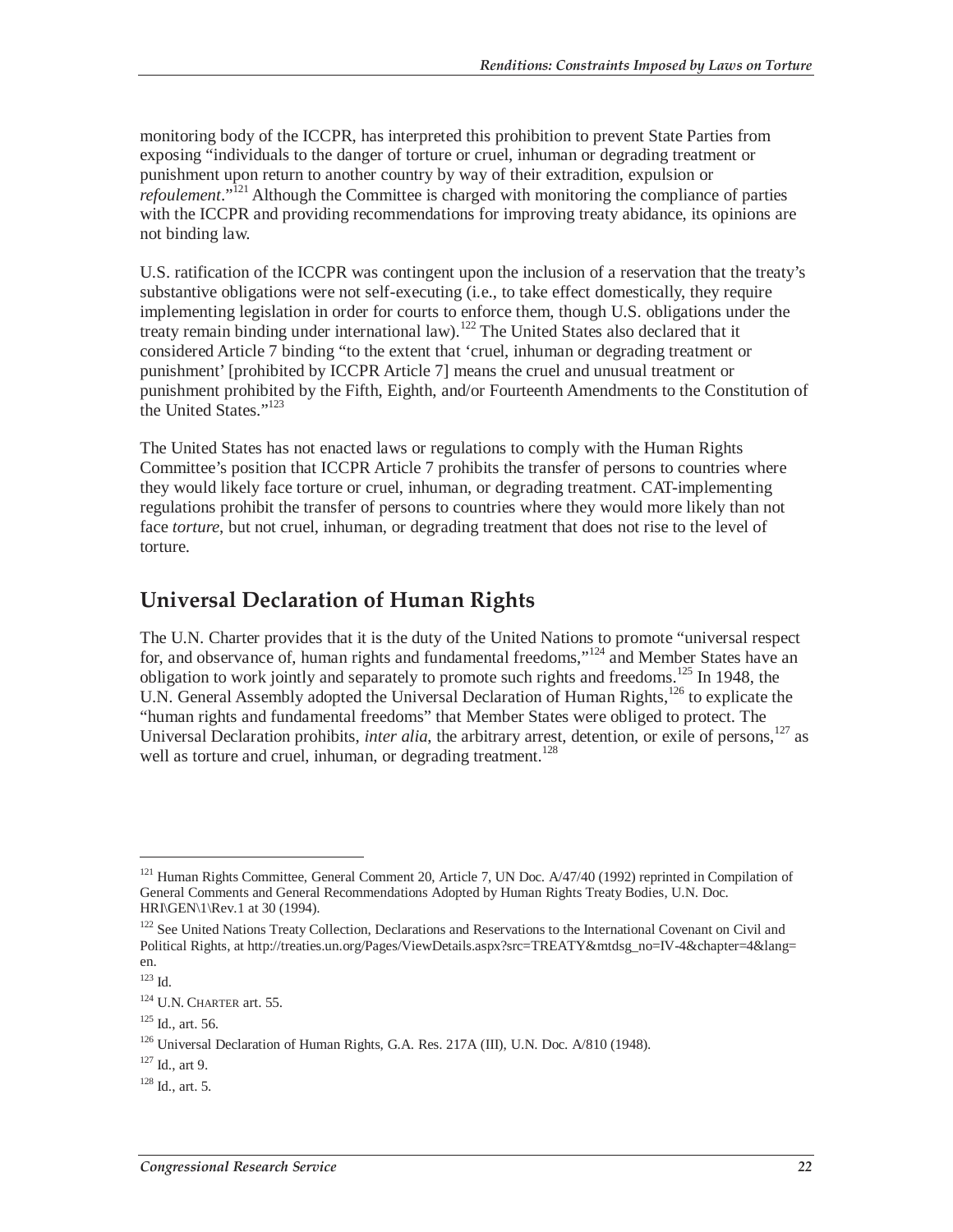monitoring body of the ICCPR, has interpreted this prohibition to prevent State Parties from exposing "individuals to the danger of torture or cruel, inhuman or degrading treatment or punishment upon return to another country by way of their extradition, expulsion or *refoulement*."[121] Although the Committee is charged with monitoring the compliance of parties with the ICCPR and providing recommendations for improving treaty abidance, its opinions are not binding law.

U.S. ratification of the ICCPR was contingent upon the inclusion of a reservation that the treaty's substantive obligations were not self-executing (i.e., to take effect domestically, they require implementing legislation in order for courts to enforce them, though U.S. obligations under the treaty remain binding under international law).[122] The United States also declared that it considered Article 7 binding "to the extent that 'cruel, inhuman or degrading treatment or punishment' [prohibited by ICCPR Article 7] means the cruel and unusual treatment or punishment prohibited by the Fifth, Eighth, and/or Fourteenth Amendments to the Constitution of the United States."[123]

The United States has not enacted laws or regulations to comply with the Human Rights Committee's position that ICCPR Article 7 prohibits the transfer of persons to countries where they would likely face torture or cruel, inhuman, or degrading treatment. CAT-implementing regulations prohibit the transfer of persons to countries where they would more likely than not face *torture*, but not cruel, inhuman, or degrading treatment that does not rise to the level of torture.

## Universal Declaration of Human Rights

The U.N. Charter provides that it is the duty of the United Nations to promote "universal respect for, and observance of, human rights and fundamental freedoms,"[124] and Member States have an obligation to work jointly and separately to promote such rights and freedoms.[125] In 1948, the U.N. General Assembly adopted the Universal Declaration of Human Rights,[126] to explicate the "human rights and fundamental freedoms" that Member States were obliged to protect. The Universal Declaration prohibits, *inter alia*, the arbitrary arrest, detention, or exile of persons,[127] as well as torture and cruel, inhuman, or degrading treatment.[128]

---

[121] Human Rights Committee, General Comment 20, Article 7, UN Doc. A/47/40 (1992) reprinted in Compilation of General Comments and General Recommendations Adopted by Human Rights Treaty Bodies, U.N. Doc. HRI\GEN\1\Rev.1 at 30 (1994).

[122] See United Nations Treaty Collection, Declarations and Reservations to the International Covenant on Civil and Political Rights, at http://treaties.un.org/Pages/ViewDetails.aspx?src=TREATY&mtdsg_no=IV-4&chapter=4&lang=en.

[123] Id.

[124] U.N. CHARTER art. 55.

[125] Id., art. 56.

[126] Universal Declaration of Human Rights, G.A. Res. 217A (III), U.N. Doc. A/810 (1948).

[127] Id., art 9.

[128] Id., art. 5.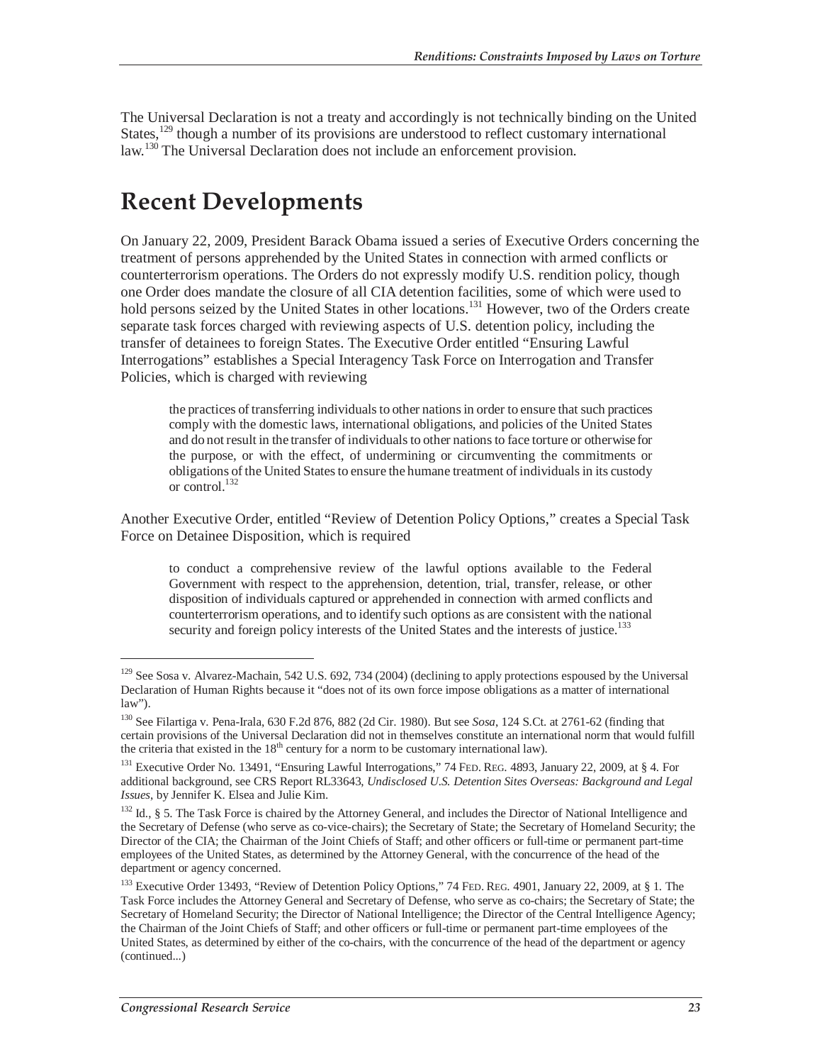The Universal Declaration is not a treaty and accordingly is not technically binding on the United States,[129] though a number of its provisions are understood to reflect customary international law.[130] The Universal Declaration does not include an enforcement provision.

## Recent Developments

On January 22, 2009, President Barack Obama issued a series of Executive Orders concerning the treatment of persons apprehended by the United States in connection with armed conflicts or counterterrorism operations. The Orders do not expressly modify U.S. rendition policy, though one Order does mandate the closure of all CIA detention facilities, some of which were used to hold persons seized by the United States in other locations.[131] However, two of the Orders create separate task forces charged with reviewing aspects of U.S. detention policy, including the transfer of detainees to foreign States. The Executive Order entitled "Ensuring Lawful Interrogations" establishes a Special Interagency Task Force on Interrogation and Transfer Policies, which is charged with reviewing

> the practices of transferring individuals to other nations in order to ensure that such practices comply with the domestic laws, international obligations, and policies of the United States and do not result in the transfer of individuals to other nations to face torture or otherwise for the purpose, or with the effect, of undermining or circumventing the commitments or obligations of the United States to ensure the humane treatment of individuals in its custody or control.[132]

Another Executive Order, entitled "Review of Detention Policy Options," creates a Special Task Force on Detainee Disposition, which is required

> to conduct a comprehensive review of the lawful options available to the Federal Government with respect to the apprehension, detention, trial, transfer, release, or other disposition of individuals captured or apprehended in connection with armed conflicts and counterterrorism operations, and to identify such options as are consistent with the national security and foreign policy interests of the United States and the interests of justice.[133]

---

[129] See Sosa v. Alvarez-Machain, 542 U.S. 692, 734 (2004) (declining to apply protections espoused by the Universal Declaration of Human Rights because it "does not of its own force impose obligations as a matter of international law").

[130] See Filartiga v. Pena-Irala, 630 F.2d 876, 882 (2d Cir. 1980). But see *Sosa*, 124 S.Ct. at 2761-62 (finding that certain provisions of the Universal Declaration did not in themselves constitute an international norm that would fulfill the criteria that existed in the 18th century for a norm to be customary international law).

[131] Executive Order No. 13491, "Ensuring Lawful Interrogations," 74 FED. REG. 4893, January 22, 2009, at § 4. For additional background, see CRS Report RL33643, *Undisclosed U.S. Detention Sites Overseas: Background and Legal Issues*, by Jennifer K. Elsea and Julie Kim.

[132] Id., § 5. The Task Force is chaired by the Attorney General, and includes the Director of National Intelligence and the Secretary of Defense (who serve as co-vice-chairs); the Secretary of State; the Secretary of Homeland Security; the Director of the CIA; the Chairman of the Joint Chiefs of Staff; and other officers or full-time or permanent part-time employees of the United States, as determined by the Attorney General, with the concurrence of the head of the department or agency concerned.

[133] Executive Order 13493, "Review of Detention Policy Options," 74 FED. REG. 4901, January 22, 2009, at § 1. The Task Force includes the Attorney General and Secretary of Defense, who serve as co-chairs; the Secretary of State; the Secretary of Homeland Security; the Director of National Intelligence; the Director of the Central Intelligence Agency; the Chairman of the Joint Chiefs of Staff; and other officers or full-time or permanent part-time employees of the United States, as determined by either of the co-chairs, with the concurrence of the head of the department or agency (continued...)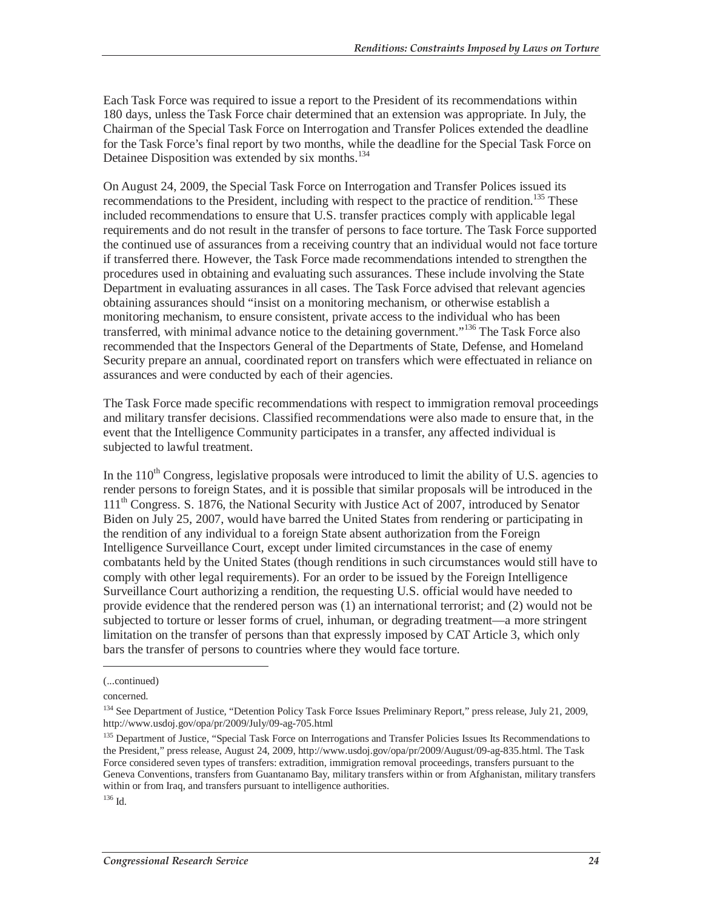Each Task Force was required to issue a report to the President of its recommendations within 180 days, unless the Task Force chair determined that an extension was appropriate. In July, the Chairman of the Special Task Force on Interrogation and Transfer Polices extended the deadline for the Task Force's final report by two months, while the deadline for the Special Task Force on Detainee Disposition was extended by six months.[134]

On August 24, 2009, the Special Task Force on Interrogation and Transfer Polices issued its recommendations to the President, including with respect to the practice of rendition.[135] These included recommendations to ensure that U.S. transfer practices comply with applicable legal requirements and do not result in the transfer of persons to face torture. The Task Force supported the continued use of assurances from a receiving country that an individual would not face torture if transferred there. However, the Task Force made recommendations intended to strengthen the procedures used in obtaining and evaluating such assurances. These include involving the State Department in evaluating assurances in all cases. The Task Force advised that relevant agencies obtaining assurances should "insist on a monitoring mechanism, or otherwise establish a monitoring mechanism, to ensure consistent, private access to the individual who has been transferred, with minimal advance notice to the detaining government."[136] The Task Force also recommended that the Inspectors General of the Departments of State, Defense, and Homeland Security prepare an annual, coordinated report on transfers which were effectuated in reliance on assurances and were conducted by each of their agencies.

The Task Force made specific recommendations with respect to immigration removal proceedings and military transfer decisions. Classified recommendations were also made to ensure that, in the event that the Intelligence Community participates in a transfer, any affected individual is subjected to lawful treatment.

In the 110th Congress, legislative proposals were introduced to limit the ability of U.S. agencies to render persons to foreign States, and it is possible that similar proposals will be introduced in the 111th Congress. S. 1876, the National Security with Justice Act of 2007, introduced by Senator Biden on July 25, 2007, would have barred the United States from rendering or participating in the rendition of any individual to a foreign State absent authorization from the Foreign Intelligence Surveillance Court, except under limited circumstances in the case of enemy combatants held by the United States (though renditions in such circumstances would still have to comply with other legal requirements). For an order to be issued by the Foreign Intelligence Surveillance Court authorizing a rendition, the requesting U.S. official would have needed to provide evidence that the rendered person was (1) an international terrorist; and (2) would not be subjected to torture or lesser forms of cruel, inhuman, or degrading treatment—a more stringent limitation on the transfer of persons than that expressly imposed by CAT Article 3, which only bars the transfer of persons to countries where they would face torture.

---

(...continued)

concerned.

[134] See Department of Justice, "Detention Policy Task Force Issues Preliminary Report," press release, July 21, 2009, http://www.usdoj.gov/opa/pr/2009/July/09-ag-705.html

[135] Department of Justice, "Special Task Force on Interrogations and Transfer Policies Issues Its Recommendations to the President," press release, August 24, 2009, http://www.usdoj.gov/opa/pr/2009/August/09-ag-835.html. The Task Force considered seven types of transfers: extradition, immigration removal proceedings, transfers pursuant to the Geneva Conventions, transfers from Guantanamo Bay, military transfers within or from Afghanistan, military transfers within or from Iraq, and transfers pursuant to intelligence authorities.

[136] Id.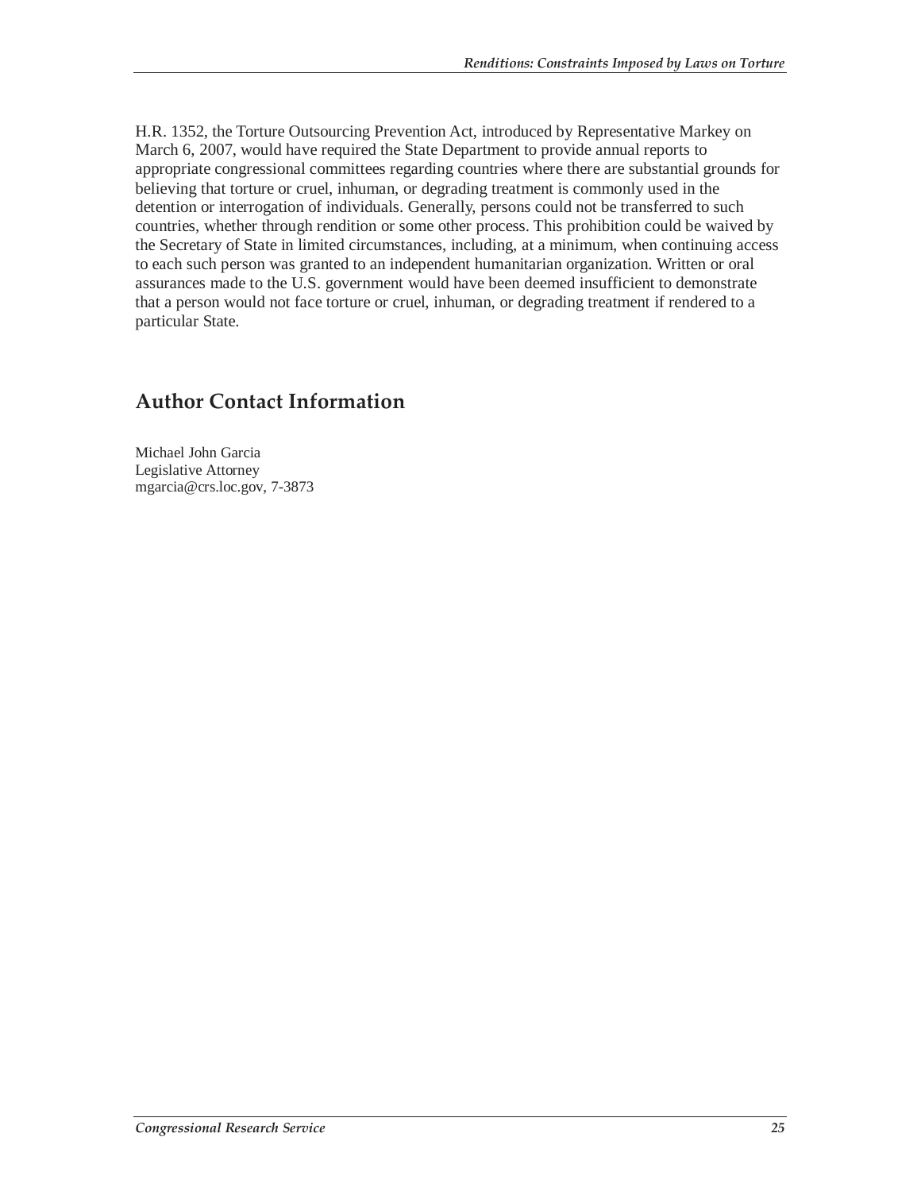H.R. 1352, the Torture Outsourcing Prevention Act, introduced by Representative Markey on March 6, 2007, would have required the State Department to provide annual reports to appropriate congressional committees regarding countries where there are substantial grounds for believing that torture or cruel, inhuman, or degrading treatment is commonly used in the detention or interrogation of individuals. Generally, persons could not be transferred to such countries, whether through rendition or some other process. This prohibition could be waived by the Secretary of State in limited circumstances, including, at a minimum, when continuing access to each such person was granted to an independent humanitarian organization. Written or oral assurances made to the U.S. government would have been deemed insufficient to demonstrate that a person would not face torture or cruel, inhuman, or degrading treatment if rendered to a particular State.

## Author Contact Information

Michael John Garcia
Legislative Attorney
mgarcia@crs.loc.gov, 7-3873